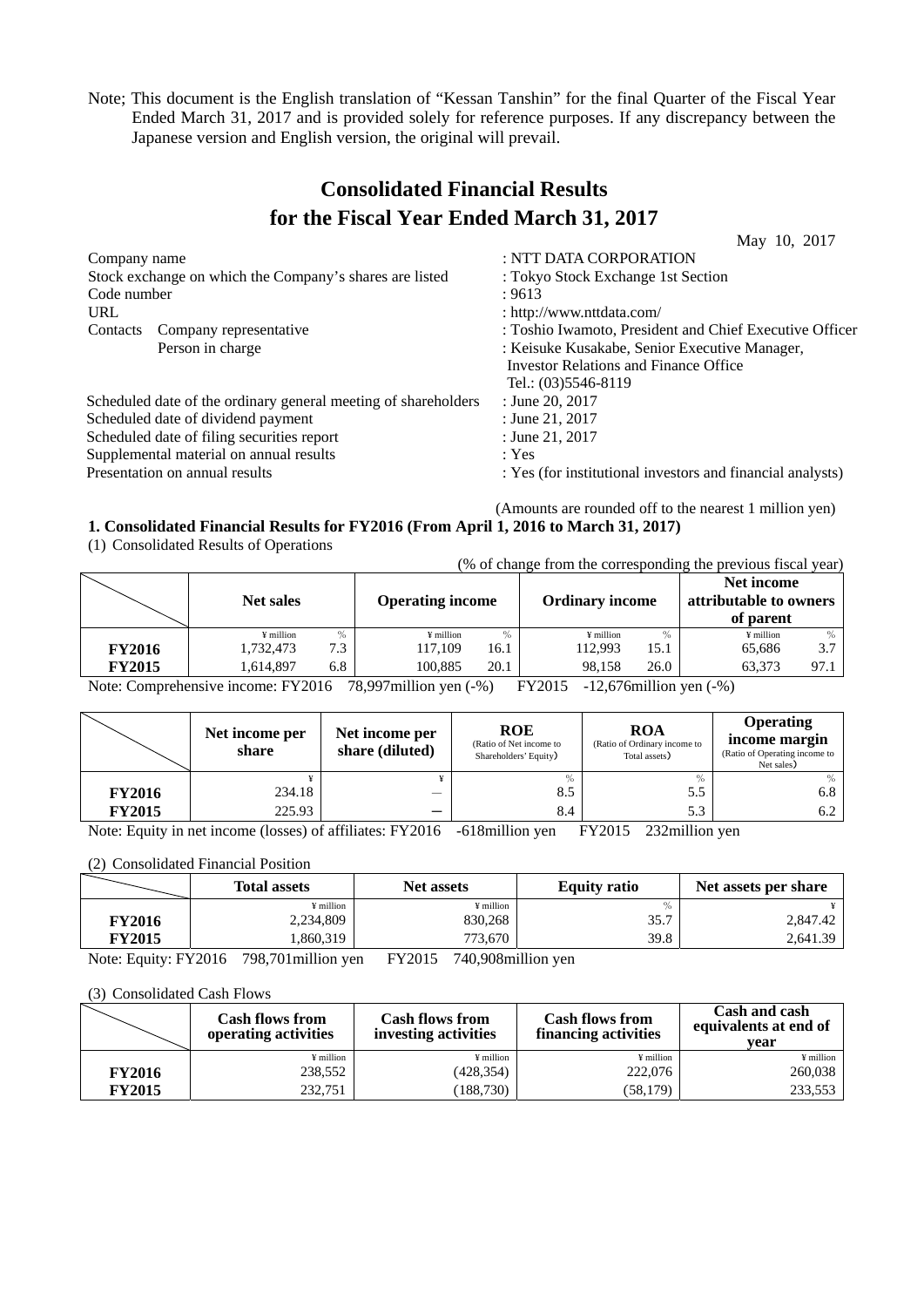Note; This document is the English translation of "Kessan Tanshin" for the final Quarter of the Fiscal Year Ended March 31, 2017 and is provided solely for reference purposes. If any discrepancy between the Japanese version and English version, the original will prevail.

# Consolidated Financial Results for the Fiscal Year Ended March 31, 2017

May 10, 2017

| | |
|---|---|
| Company name | : NTT DATA CORPORATION |
| Stock exchange on which the Company's shares are listed | : Tokyo Stock Exchange 1st Section |
| Code number | : 9613 |
| URL | : http://www.nttdata.com/ |
| Contacts Company representative | : Toshio Iwamoto, President and Chief Executive Officer |
| Person in charge | : Keisuke Kusakabe, Senior Executive Manager, Investor Relations and Finance Office Tel.: (03)5546-8119 |
| Scheduled date of the ordinary general meeting of shareholders | : June 20, 2017 |
| Scheduled date of dividend payment | : June 21, 2017 |
| Scheduled date of filing securities report | : June 21, 2017 |
| Supplemental material on annual results | : Yes |
| Presentation on annual results | : Yes (for institutional investors and financial analysts) |

(Amounts are rounded off to the nearest 1 million yen)

## 1. Consolidated Financial Results for FY2016 (From April 1, 2016 to March 31, 2017)

(1) Consolidated Results of Operations

(% of change from the corresponding the previous fiscal year)

| | Net sales | | Operating income | | Ordinary income | | Net income attributable to owners of parent | |
|---|---|---|---|---|---|---|---|---|
| | ¥ million | % | ¥ million | % | ¥ million | % | ¥ million | % |
| **FY2016** | 1,732,473 | 7.3 | 117,109 | 16.1 | 112,993 | 15.1 | 65,686 | 3.7 |
| **FY2015** | 1,614,897 | 6.8 | 100,885 | 20.1 | 98,158 | 26.0 | 63,373 | 97.1 |

Note: Comprehensive income: FY2016 78,997million yen (-%) FY2015 -12,676million yen (-%)

| | Net income per share | Net income per share (diluted) | ROE (Ratio of Net income to Shareholders' Equity) | ROA (Ratio of Ordinary income to Total assets) | Operating income margin (Ratio of Operating income to Net sales) |
|---|---|---|---|---|---|
| | ¥ | ¥ | % | % | % |
| **FY2016** | 234.18 | — | 8.5 | 5.5 | 6.8 |
| **FY2015** | 225.93 | — | 8.4 | 5.3 | 6.2 |

Note: Equity in net income (losses) of affiliates: FY2016 -618million yen FY2015 232million yen

(2) Consolidated Financial Position

| | Total assets | Net assets | Equity ratio | Net assets per share |
|---|---|---|---|---|
| | ¥ million | ¥ million | % | ¥ |
| **FY2016** | 2,234,809 | 830,268 | 35.7 | 2,847.42 |
| **FY2015** | 1,860,319 | 773,670 | 39.8 | 2,641.39 |

Note: Equity: FY2016 798,701million yen FY2015 740,908million yen

(3) Consolidated Cash Flows

| | Cash flows from operating activities | Cash flows from investing activities | Cash flows from financing activities | Cash and cash equivalents at end of year |
|---|---|---|---|---|
| | ¥ million | ¥ million | ¥ million | ¥ million |
| **FY2016** | 238,552 | (428,354) | 222,076 | 260,038 |
| **FY2015** | 232,751 | (188,730) | (58,179) | 233,553 |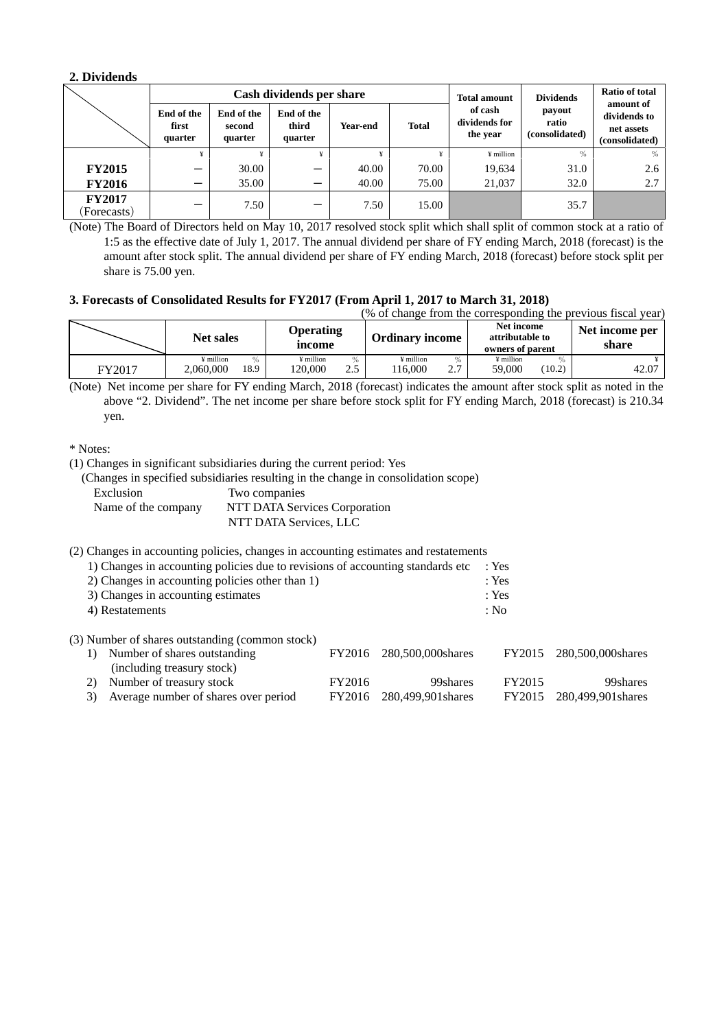## 2. Dividends

| | Cash dividends per share | | | | | Total amount of cash dividends for the year | Dividends payout ratio (consolidated) | Ratio of total amount of dividends to net assets (consolidated) |
|---|---|---|---|---|---|---|---|---|
| | End of the first quarter | End of the second quarter | End of the third quarter | Year-end | Total | | | |
| | ¥ | ¥ | ¥ | ¥ | ¥ | ¥ million | % | % |
| **FY2015** | − | 30.00 | − | 40.00 | 70.00 | 19,634 | 31.0 | 2.6 |
| **FY2016** | − | 35.00 | − | 40.00 | 75.00 | 21,037 | 32.0 | 2.7 |
| **FY2017** (Forecasts) | − | 7.50 | − | 7.50 | 15.00 | | 35.7 | |

(Note) The Board of Directors held on May 10, 2017 resolved stock split which shall split of common stock at a ratio of 1:5 as the effective date of July 1, 2017. The annual dividend per share of FY ending March, 2018 (forecast) is the amount after stock split. The annual dividend per share of FY ending March, 2018 (forecast) before stock split per share is 75.00 yen.

## 3. Forecasts of Consolidated Results for FY2017 (From April 1, 2017 to March 31, 2018)

(% of change from the corresponding the previous fiscal year)

| | Net sales | | Operating income | | Ordinary income | | Net income attributable to owners of parent | | Net income per share |
|---|---|---|---|---|---|---|---|---|---|
| | ¥ million | % | ¥ million | % | ¥ million | % | ¥ million | % | ¥ |
| FY2017 | 2,060,000 | 18.9 | 120,000 | 2.5 | 116,000 | 2.7 | 59,000 | (10.2) | 42.07 |

(Note) Net income per share for FY ending March, 2018 (forecast) indicates the amount after stock split as noted in the above "2. Dividend". The net income per share before stock split for FY ending March, 2018 (forecast) is 210.34 yen.

\* Notes:

(1) Changes in significant subsidiaries during the current period: Yes

(Changes in specified subsidiaries resulting in the change in consolidation scope)

| | |
|---|---|
| Exclusion | Two companies |
| Name of the company | NTT DATA Services Corporation |
| | NTT DATA Services, LLC |

(2) Changes in accounting policies, changes in accounting estimates and restatements

1) Changes in accounting policies due to revisions of accounting standards etc : Yes
2) Changes in accounting policies other than 1) : Yes
3) Changes in accounting estimates : Yes
4) Restatements : No

(3) Number of shares outstanding (common stock)

| | | | | | |
|---|---|---|---|---|---|
| 1) | Number of shares outstanding (including treasury stock) | FY2016 | 280,500,000shares | FY2015 | 280,500,000shares |
| 2) | Number of treasury stock | FY2016 | 99shares | FY2015 | 99shares |
| 3) | Average number of shares over period | FY2016 | 280,499,901shares | FY2015 | 280,499,901shares |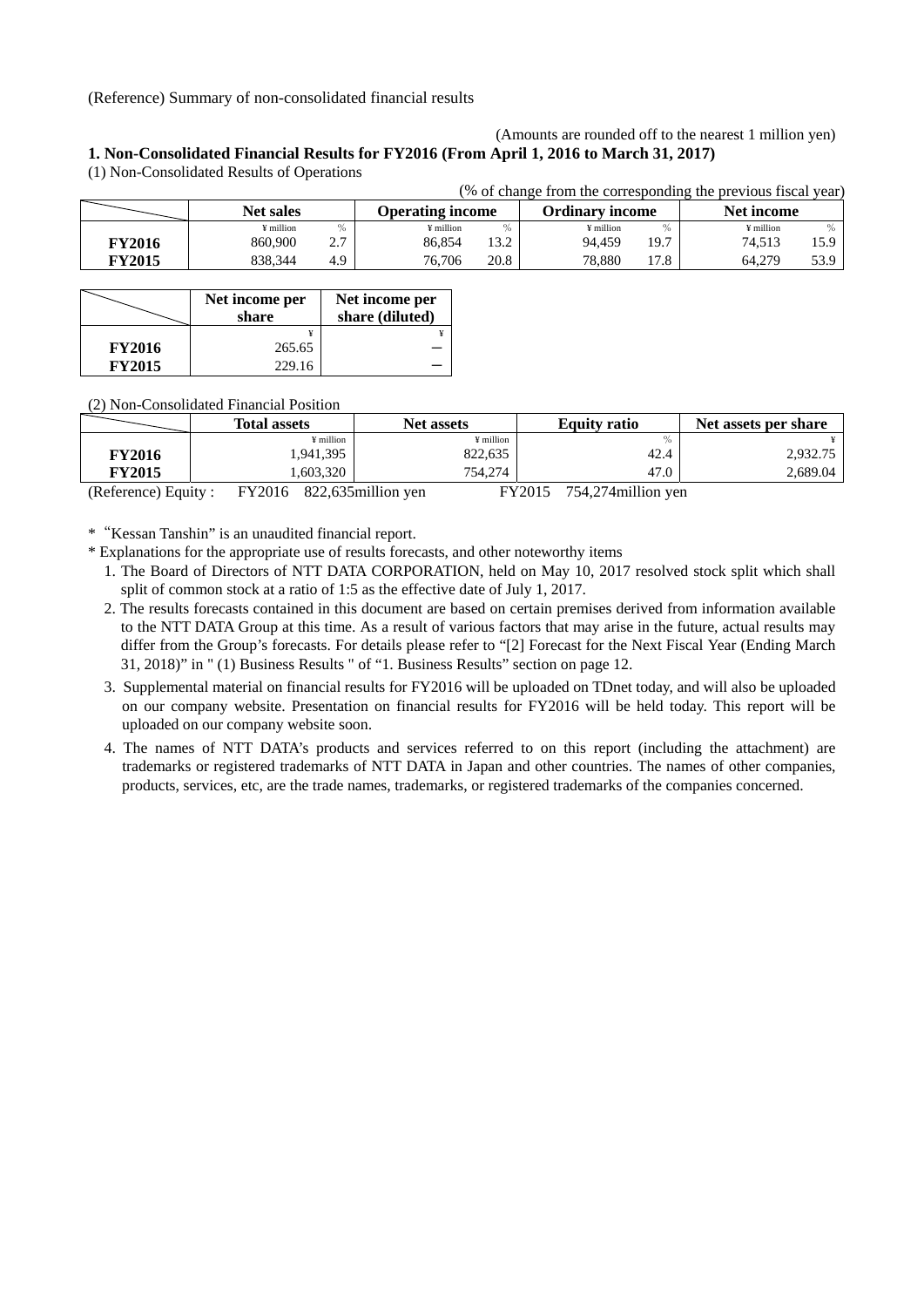(Reference) Summary of non-consolidated financial results

(Amounts are rounded off to the nearest 1 million yen)

**1. Non-Consolidated Financial Results for FY2016 (From April 1, 2016 to March 31, 2017)**

(1) Non-Consolidated Results of Operations

(% of change from the corresponding the previous fiscal year)

| | Net sales | | Operating income | | Ordinary income | | Net income | |
|---|---|---|---|---|---|---|---|---|
| | ¥ million | % | ¥ million | % | ¥ million | % | ¥ million | % |
| **FY2016** | 860,900 | 2.7 | 86,854 | 13.2 | 94,459 | 19.7 | 74,513 | 15.9 |
| **FY2015** | 838,344 | 4.9 | 76,706 | 20.8 | 78,880 | 17.8 | 64,279 | 53.9 |

| | Net income per share | Net income per share (diluted) |
|---|---|---|
| | ¥ | ¥ |
| **FY2016** | 265.65 | − |
| **FY2015** | 229.16 | − |

(2) Non-Consolidated Financial Position

| | Total assets | Net assets | Equity ratio | Net assets per share |
|---|---|---|---|---|
| | ¥ million | ¥ million | % | ¥ |
| **FY2016** | 1,941,395 | 822,635 | 42.4 | 2,932.75 |
| **FY2015** | 1,603,320 | 754,274 | 47.0 | 2,689.04 |

(Reference) Equity : FY2016 822,635million yen FY2015 754,274million yen

* "Kessan Tanshin" is an unaudited financial report.

* Explanations for the appropriate use of results forecasts, and other noteworthy items

1. The Board of Directors of NTT DATA CORPORATION, held on May 10, 2017 resolved stock split which shall split of common stock at a ratio of 1:5 as the effective date of July 1, 2017.
2. The results forecasts contained in this document are based on certain premises derived from information available to the NTT DATA Group at this time. As a result of various factors that may arise in the future, actual results may differ from the Group's forecasts. For details please refer to "[2] Forecast for the Next Fiscal Year (Ending March 31, 2018)" in " (1) Business Results " of "1. Business Results" section on page 12.
3. Supplemental material on financial results for FY2016 will be uploaded on TDnet today, and will also be uploaded on our company website. Presentation on financial results for FY2016 will be held today. This report will be uploaded on our company website soon.
4. The names of NTT DATA's products and services referred to on this report (including the attachment) are trademarks or registered trademarks of NTT DATA in Japan and other countries. The names of other companies, products, services, etc, are the trade names, trademarks, or registered trademarks of the companies concerned.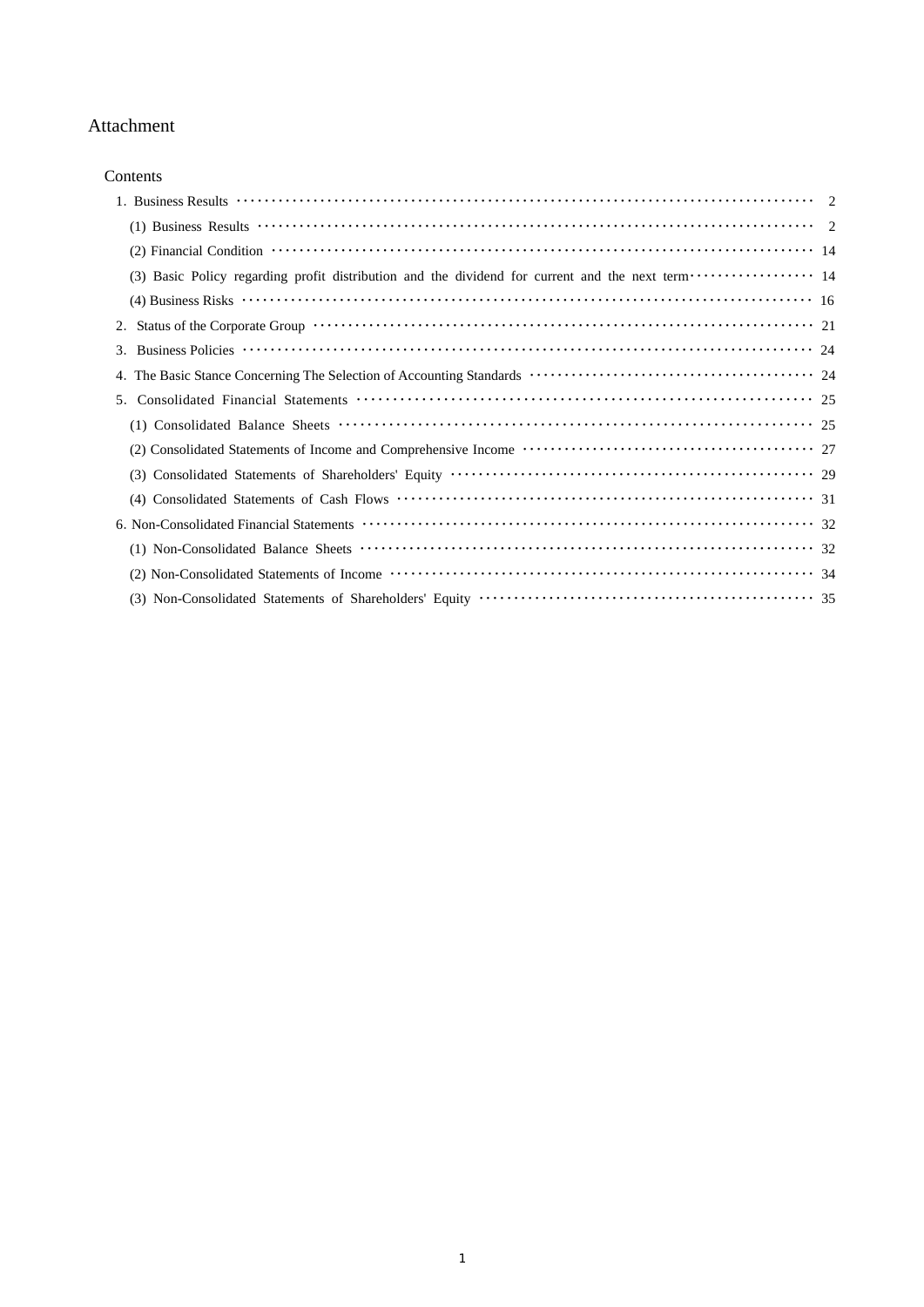# Attachment

## Contents

| | |
|---|---|
| 1. Business Results | 2 |
| (1) Business Results | 2 |
| (2) Financial Condition | 14 |
| (3) Basic Policy regarding profit distribution and the dividend for current and the next term | 14 |
| (4) Business Risks | 16 |
| 2. Status of the Corporate Group | 21 |
| 3. Business Policies | 24 |
| 4. The Basic Stance Concerning The Selection of Accounting Standards | 24 |
| 5. Consolidated Financial Statements | 25 |
| (1) Consolidated Balance Sheets | 25 |
| (2) Consolidated Statements of Income and Comprehensive Income | 27 |
| (3) Consolidated Statements of Shareholders' Equity | 29 |
| (4) Consolidated Statements of Cash Flows | 31 |
| 6. Non-Consolidated Financial Statements | 32 |
| (1) Non-Consolidated Balance Sheets | 32 |
| (2) Non-Consolidated Statements of Income | 34 |
| (3) Non-Consolidated Statements of Shareholders' Equity | 35 |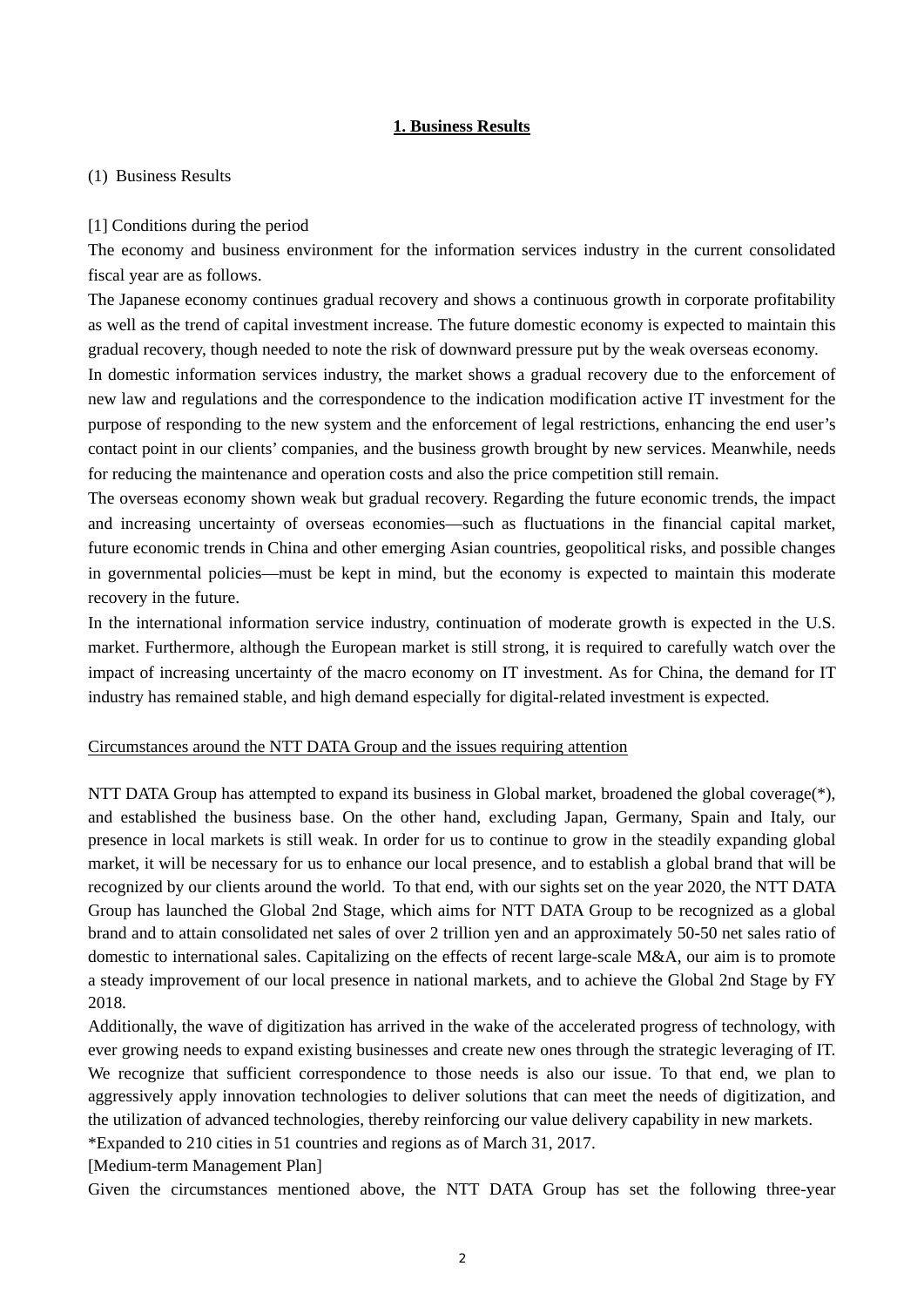## 1. Business Results

(1) Business Results

[1] Conditions during the period

The economy and business environment for the information services industry in the current consolidated fiscal year are as follows.

The Japanese economy continues gradual recovery and shows a continuous growth in corporate profitability as well as the trend of capital investment increase. The future domestic economy is expected to maintain this gradual recovery, though needed to note the risk of downward pressure put by the weak overseas economy.

In domestic information services industry, the market shows a gradual recovery due to the enforcement of new law and regulations and the correspondence to the indication modification active IT investment for the purpose of responding to the new system and the enforcement of legal restrictions, enhancing the end user's contact point in our clients' companies, and the business growth brought by new services. Meanwhile, needs for reducing the maintenance and operation costs and also the price competition still remain.

The overseas economy shown weak but gradual recovery. Regarding the future economic trends, the impact and increasing uncertainty of overseas economies—such as fluctuations in the financial capital market, future economic trends in China and other emerging Asian countries, geopolitical risks, and possible changes in governmental policies—must be kept in mind, but the economy is expected to maintain this moderate recovery in the future.

In the international information service industry, continuation of moderate growth is expected in the U.S. market. Furthermore, although the European market is still strong, it is required to carefully watch over the impact of increasing uncertainty of the macro economy on IT investment. As for China, the demand for IT industry has remained stable, and high demand especially for digital-related investment is expected.

<u>Circumstances around the NTT DATA Group and the issues requiring attention</u>

NTT DATA Group has attempted to expand its business in Global market, broadened the global coverage(*), and established the business base. On the other hand, excluding Japan, Germany, Spain and Italy, our presence in local markets is still weak. In order for us to continue to grow in the steadily expanding global market, it will be necessary for us to enhance our local presence, and to establish a global brand that will be recognized by our clients around the world. To that end, with our sights set on the year 2020, the NTT DATA Group has launched the Global 2nd Stage, which aims for NTT DATA Group to be recognized as a global brand and to attain consolidated net sales of over 2 trillion yen and an approximately 50-50 net sales ratio of domestic to international sales. Capitalizing on the effects of recent large-scale M&A, our aim is to promote a steady improvement of our local presence in national markets, and to achieve the Global 2nd Stage by FY 2018.

Additionally, the wave of digitization has arrived in the wake of the accelerated progress of technology, with ever growing needs to expand existing businesses and create new ones through the strategic leveraging of IT. We recognize that sufficient correspondence to those needs is also our issue. To that end, we plan to aggressively apply innovation technologies to deliver solutions that can meet the needs of digitization, and the utilization of advanced technologies, thereby reinforcing our value delivery capability in new markets.

*Expanded to 210 cities in 51 countries and regions as of March 31, 2017.

[Medium-term Management Plan]

Given the circumstances mentioned above, the NTT DATA Group has set the following three-year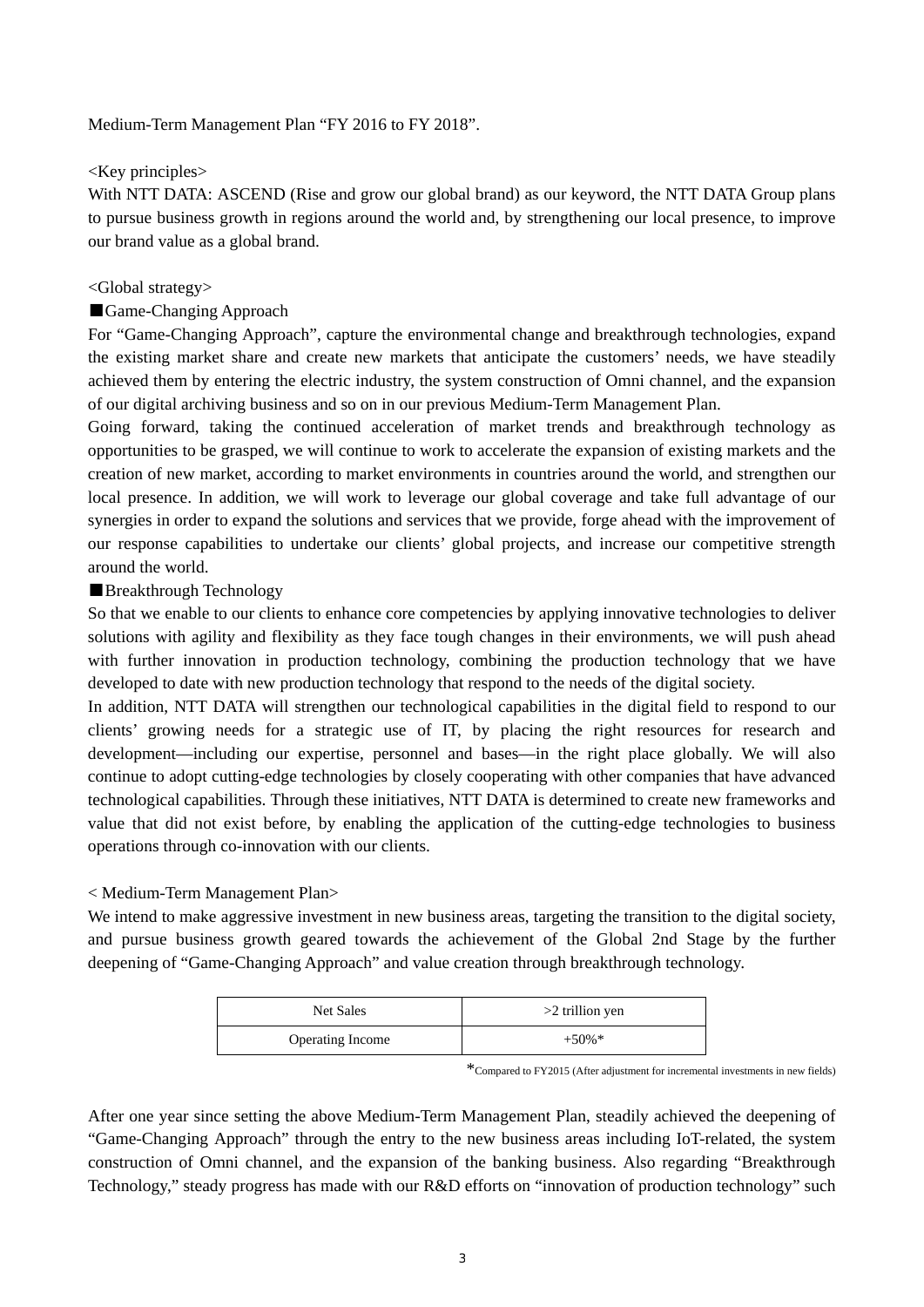Medium-Term Management Plan "FY 2016 to FY 2018".

<Key principles>
With NTT DATA: ASCEND (Rise and grow our global brand) as our keyword, the NTT DATA Group plans to pursue business growth in regions around the world and, by strengthening our local presence, to improve our brand value as a global brand.

<Global strategy>

■Game-Changing Approach

For "Game-Changing Approach", capture the environmental change and breakthrough technologies, expand the existing market share and create new markets that anticipate the customers' needs, we have steadily achieved them by entering the electric industry, the system construction of Omni channel, and the expansion of our digital archiving business and so on in our previous Medium-Term Management Plan.

Going forward, taking the continued acceleration of market trends and breakthrough technology as opportunities to be grasped, we will continue to work to accelerate the expansion of existing markets and the creation of new market, according to market environments in countries around the world, and strengthen our local presence. In addition, we will work to leverage our global coverage and take full advantage of our synergies in order to expand the solutions and services that we provide, forge ahead with the improvement of our response capabilities to undertake our clients' global projects, and increase our competitive strength around the world.

■Breakthrough Technology

So that we enable to our clients to enhance core competencies by applying innovative technologies to deliver solutions with agility and flexibility as they face tough changes in their environments, we will push ahead with further innovation in production technology, combining the production technology that we have developed to date with new production technology that respond to the needs of the digital society.

In addition, NTT DATA will strengthen our technological capabilities in the digital field to respond to our clients' growing needs for a strategic use of IT, by placing the right resources for research and development—including our expertise, personnel and bases—in the right place globally. We will also continue to adopt cutting-edge technologies by closely cooperating with other companies that have advanced technological capabilities. Through these initiatives, NTT DATA is determined to create new frameworks and value that did not exist before, by enabling the application of the cutting-edge technologies to business operations through co-innovation with our clients.

< Medium-Term Management Plan>

We intend to make aggressive investment in new business areas, targeting the transition to the digital society, and pursue business growth geared towards the achievement of the Global 2nd Stage by the further deepening of "Game-Changing Approach" and value creation through breakthrough technology.

| | |
|---|---|
| Net Sales | >2 trillion yen |
| Operating Income | +50%* |

*Compared to FY2015 (After adjustment for incremental investments in new fields)

After one year since setting the above Medium-Term Management Plan, steadily achieved the deepening of "Game-Changing Approach" through the entry to the new business areas including IoT-related, the system construction of Omni channel, and the expansion of the banking business. Also regarding "Breakthrough Technology," steady progress has made with our R&D efforts on "innovation of production technology" such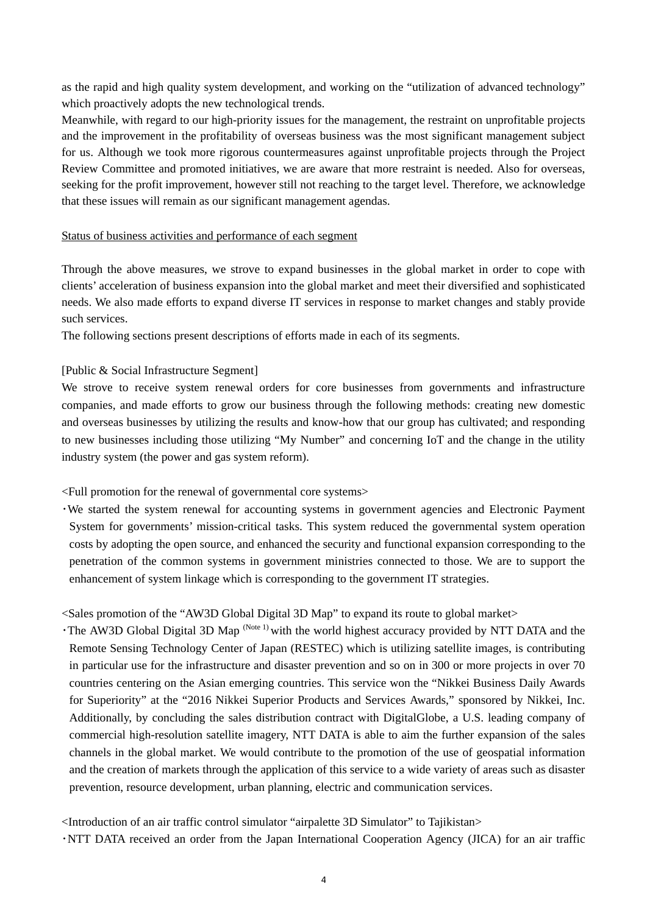as the rapid and high quality system development, and working on the "utilization of advanced technology" which proactively adopts the new technological trends.

Meanwhile, with regard to our high-priority issues for the management, the restraint on unprofitable projects and the improvement in the profitability of overseas business was the most significant management subject for us. Although we took more rigorous countermeasures against unprofitable projects through the Project Review Committee and promoted initiatives, we are aware that more restraint is needed. Also for overseas, seeking for the profit improvement, however still not reaching to the target level. Therefore, we acknowledge that these issues will remain as our significant management agendas.

<u>Status of business activities and performance of each segment</u>

Through the above measures, we strove to expand businesses in the global market in order to cope with clients' acceleration of business expansion into the global market and meet their diversified and sophisticated needs. We also made efforts to expand diverse IT services in response to market changes and stably provide such services.

The following sections present descriptions of efforts made in each of its segments.

[Public & Social Infrastructure Segment]

We strove to receive system renewal orders for core businesses from governments and infrastructure companies, and made efforts to grow our business through the following methods: creating new domestic and overseas businesses by utilizing the results and know-how that our group has cultivated; and responding to new businesses including those utilizing "My Number" and concerning IoT and the change in the utility industry system (the power and gas system reform).

<Full promotion for the renewal of governmental core systems>

・We started the system renewal for accounting systems in government agencies and Electronic Payment System for governments' mission-critical tasks. This system reduced the governmental system operation costs by adopting the open source, and enhanced the security and functional expansion corresponding to the penetration of the common systems in government ministries connected to those. We are to support the enhancement of system linkage which is corresponding to the government IT strategies.

<Sales promotion of the "AW3D Global Digital 3D Map" to expand its route to global market>

・The AW3D Global Digital 3D Map (Note 1) with the world highest accuracy provided by NTT DATA and the Remote Sensing Technology Center of Japan (RESTEC) which is utilizing satellite images, is contributing in particular use for the infrastructure and disaster prevention and so on in 300 or more projects in over 70 countries centering on the Asian emerging countries. This service won the "Nikkei Business Daily Awards for Superiority" at the "2016 Nikkei Superior Products and Services Awards," sponsored by Nikkei, Inc. Additionally, by concluding the sales distribution contract with DigitalGlobe, a U.S. leading company of commercial high-resolution satellite imagery, NTT DATA is able to aim the further expansion of the sales channels in the global market. We would contribute to the promotion of the use of geospatial information and the creation of markets through the application of this service to a wide variety of areas such as disaster prevention, resource development, urban planning, electric and communication services.

<Introduction of an air traffic control simulator "airpalette 3D Simulator" to Tajikistan>

・NTT DATA received an order from the Japan International Cooperation Agency (JICA) for an air traffic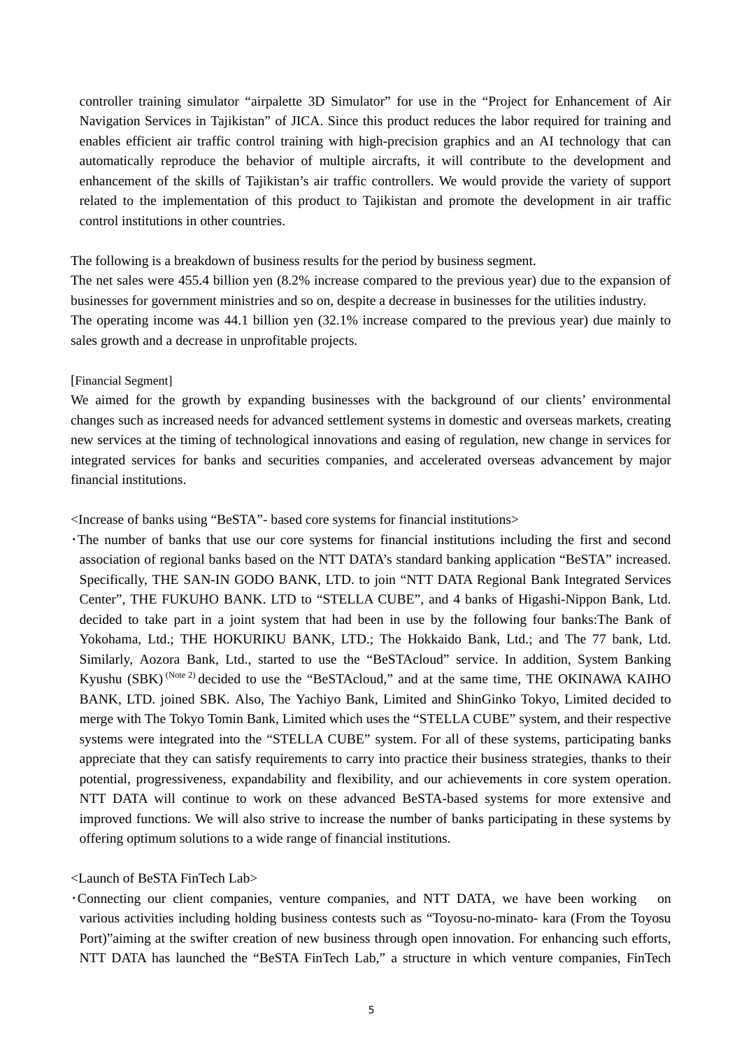controller training simulator "airpalette 3D Simulator" for use in the "Project for Enhancement of Air Navigation Services in Tajikistan" of JICA. Since this product reduces the labor required for training and enables efficient air traffic control training with high-precision graphics and an AI technology that can automatically reproduce the behavior of multiple aircrafts, it will contribute to the development and enhancement of the skills of Tajikistan's air traffic controllers. We would provide the variety of support related to the implementation of this product to Tajikistan and promote the development in air traffic control institutions in other countries.

The following is a breakdown of business results for the period by business segment.
The net sales were 455.4 billion yen (8.2% increase compared to the previous year) due to the expansion of businesses for government ministries and so on, despite a decrease in businesses for the utilities industry.
The operating income was 44.1 billion yen (32.1% increase compared to the previous year) due mainly to sales growth and a decrease in unprofitable projects.

[Financial Segment]

We aimed for the growth by expanding businesses with the background of our clients' environmental changes such as increased needs for advanced settlement systems in domestic and overseas markets, creating new services at the timing of technological innovations and easing of regulation, new change in services for integrated services for banks and securities companies, and accelerated overseas advancement by major financial institutions.

<Increase of banks using "BeSTA"- based core systems for financial institutions>

・The number of banks that use our core systems for financial institutions including the first and second association of regional banks based on the NTT DATA's standard banking application "BeSTA" increased. Specifically, THE SAN-IN GODO BANK, LTD. to join "NTT DATA Regional Bank Integrated Services Center", THE FUKUHO BANK. LTD to "STELLA CUBE", and 4 banks of Higashi-Nippon Bank, Ltd. decided to take part in a joint system that had been in use by the following four banks:The Bank of Yokohama, Ltd.; THE HOKURIKU BANK, LTD.; The Hokkaido Bank, Ltd.; and The 77 bank, Ltd. Similarly, Aozora Bank, Ltd., started to use the "BeSTAcloud" service. In addition, System Banking Kyushu (SBK) (Note 2) decided to use the "BeSTAcloud," and at the same time, THE OKINAWA KAIHO BANK, LTD. joined SBK. Also, The Yachiyo Bank, Limited and ShinGinko Tokyo, Limited decided to merge with The Tokyo Tomin Bank, Limited which uses the "STELLA CUBE" system, and their respective systems were integrated into the "STELLA CUBE" system. For all of these systems, participating banks appreciate that they can satisfy requirements to carry into practice their business strategies, thanks to their potential, progressiveness, expandability and flexibility, and our achievements in core system operation. NTT DATA will continue to work on these advanced BeSTA-based systems for more extensive and improved functions. We will also strive to increase the number of banks participating in these systems by offering optimum solutions to a wide range of financial institutions.

<Launch of BeSTA FinTech Lab>

・Connecting our client companies, venture companies, and NTT DATA, we have been working on various activities including holding business contests such as "Toyosu-no-minato- kara (From the Toyosu Port)"aiming at the swifter creation of new business through open innovation. For enhancing such efforts, NTT DATA has launched the "BeSTA FinTech Lab," a structure in which venture companies, FinTech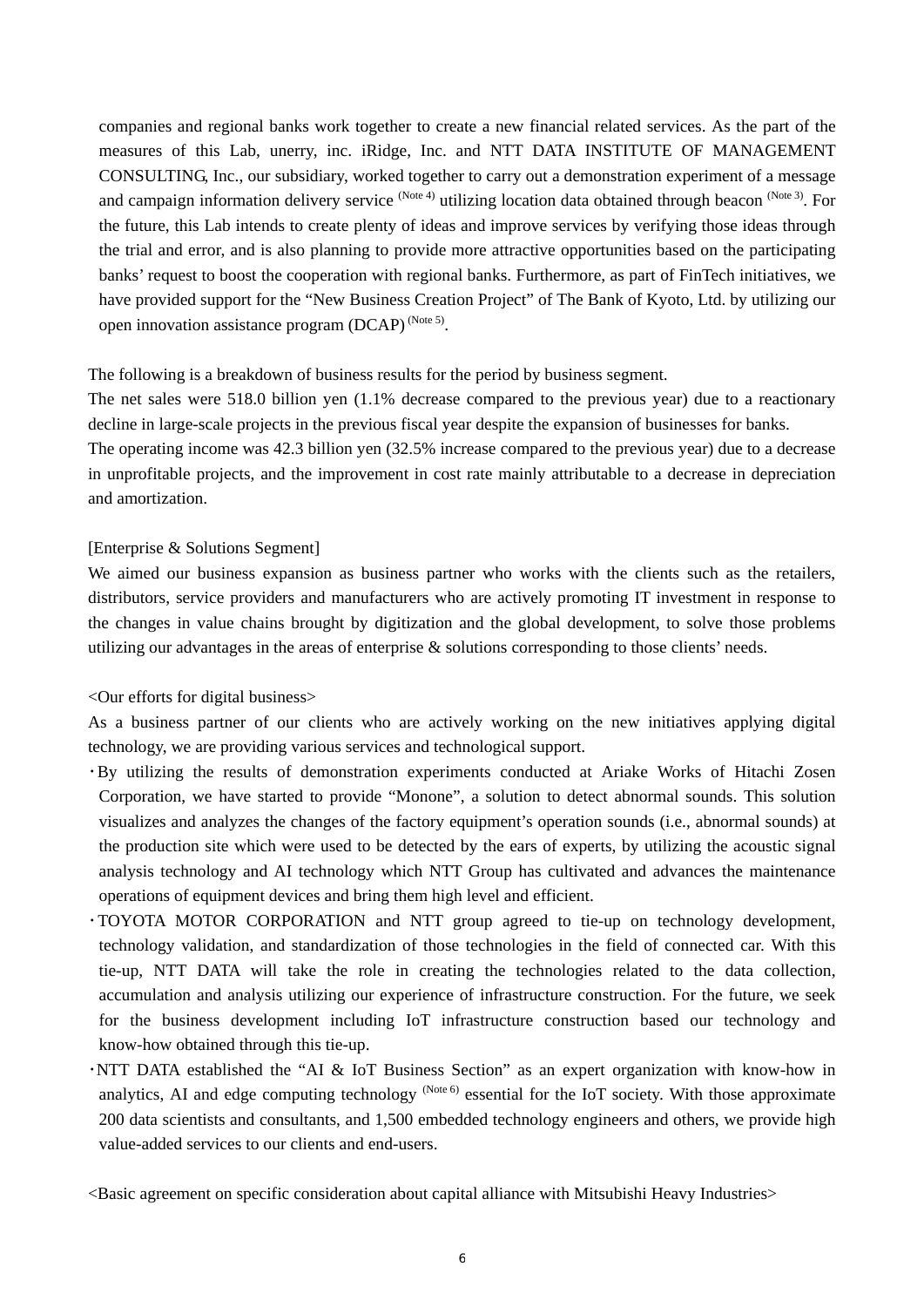companies and regional banks work together to create a new financial related services. As the part of the measures of this Lab, unerry, inc. iRidge, Inc. and NTT DATA INSTITUTE OF MANAGEMENT CONSULTING, Inc., our subsidiary, worked together to carry out a demonstration experiment of a message and campaign information delivery service (Note 4) utilizing location data obtained through beacon (Note 3). For the future, this Lab intends to create plenty of ideas and improve services by verifying those ideas through the trial and error, and is also planning to provide more attractive opportunities based on the participating banks' request to boost the cooperation with regional banks. Furthermore, as part of FinTech initiatives, we have provided support for the "New Business Creation Project" of The Bank of Kyoto, Ltd. by utilizing our open innovation assistance program (DCAP) (Note 5).

The following is a breakdown of business results for the period by business segment.

The net sales were 518.0 billion yen (1.1% decrease compared to the previous year) due to a reactionary decline in large-scale projects in the previous fiscal year despite the expansion of businesses for banks.

The operating income was 42.3 billion yen (32.5% increase compared to the previous year) due to a decrease in unprofitable projects, and the improvement in cost rate mainly attributable to a decrease in depreciation and amortization.

[Enterprise & Solutions Segment]

We aimed our business expansion as business partner who works with the clients such as the retailers, distributors, service providers and manufacturers who are actively promoting IT investment in response to the changes in value chains brought by digitization and the global development, to solve those problems utilizing our advantages in the areas of enterprise & solutions corresponding to those clients' needs.

<Our efforts for digital business>

As a business partner of our clients who are actively working on the new initiatives applying digital technology, we are providing various services and technological support.

- By utilizing the results of demonstration experiments conducted at Ariake Works of Hitachi Zosen Corporation, we have started to provide "Monone", a solution to detect abnormal sounds. This solution visualizes and analyzes the changes of the factory equipment's operation sounds (i.e., abnormal sounds) at the production site which were used to be detected by the ears of experts, by utilizing the acoustic signal analysis technology and AI technology which NTT Group has cultivated and advances the maintenance operations of equipment devices and bring them high level and efficient.
- TOYOTA MOTOR CORPORATION and NTT group agreed to tie-up on technology development, technology validation, and standardization of those technologies in the field of connected car. With this tie-up, NTT DATA will take the role in creating the technologies related to the data collection, accumulation and analysis utilizing our experience of infrastructure construction. For the future, we seek for the business development including IoT infrastructure construction based our technology and know-how obtained through this tie-up.
- NTT DATA established the "AI & IoT Business Section" as an expert organization with know-how in analytics, AI and edge computing technology (Note 6) essential for the IoT society. With those approximate 200 data scientists and consultants, and 1,500 embedded technology engineers and others, we provide high value-added services to our clients and end-users.

<Basic agreement on specific consideration about capital alliance with Mitsubishi Heavy Industries>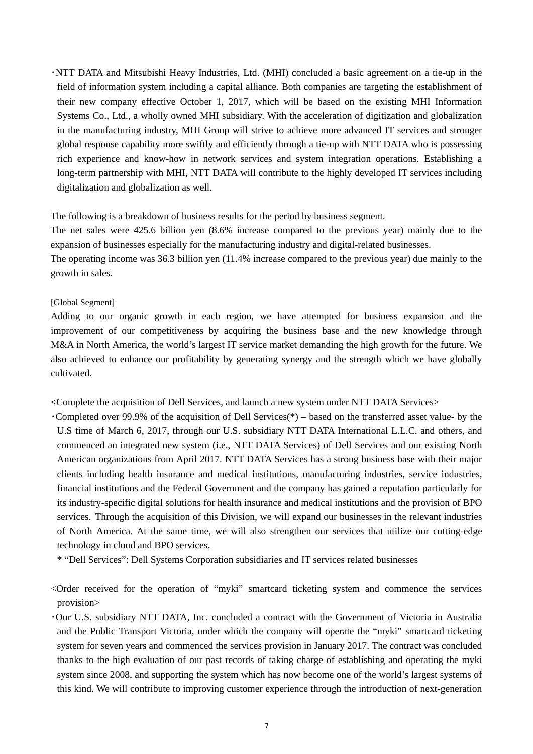・NTT DATA and Mitsubishi Heavy Industries, Ltd. (MHI) concluded a basic agreement on a tie-up in the field of information system including a capital alliance. Both companies are targeting the establishment of their new company effective October 1, 2017, which will be based on the existing MHI Information Systems Co., Ltd., a wholly owned MHI subsidiary. With the acceleration of digitization and globalization in the manufacturing industry, MHI Group will strive to achieve more advanced IT services and stronger global response capability more swiftly and efficiently through a tie-up with NTT DATA who is possessing rich experience and know-how in network services and system integration operations. Establishing a long-term partnership with MHI, NTT DATA will contribute to the highly developed IT services including digitalization and globalization as well.

The following is a breakdown of business results for the period by business segment.
The net sales were 425.6 billion yen (8.6% increase compared to the previous year) mainly due to the expansion of businesses especially for the manufacturing industry and digital-related businesses.
The operating income was 36.3 billion yen (11.4% increase compared to the previous year) due mainly to the growth in sales.

[Global Segment]

Adding to our organic growth in each region, we have attempted for business expansion and the improvement of our competitiveness by acquiring the business base and the new knowledge through M&A in North America, the world's largest IT service market demanding the high growth for the future. We also achieved to enhance our profitability by generating synergy and the strength which we have globally cultivated.

<Complete the acquisition of Dell Services, and launch a new system under NTT DATA Services>

・Completed over 99.9% of the acquisition of Dell Services(*) – based on the transferred asset value- by the U.S time of March 6, 2017, through our U.S. subsidiary NTT DATA International L.L.C. and others, and commenced an integrated new system (i.e., NTT DATA Services) of Dell Services and our existing North American organizations from April 2017. NTT DATA Services has a strong business base with their major clients including health insurance and medical institutions, manufacturing industries, service industries, financial institutions and the Federal Government and the company has gained a reputation particularly for its industry-specific digital solutions for health insurance and medical institutions and the provision of BPO services. Through the acquisition of this Division, we will expand our businesses in the relevant industries of North America. At the same time, we will also strengthen our services that utilize our cutting-edge technology in cloud and BPO services.

\* "Dell Services": Dell Systems Corporation subsidiaries and IT services related businesses

<Order received for the operation of "myki" smartcard ticketing system and commence the services provision>

・Our U.S. subsidiary NTT DATA, Inc. concluded a contract with the Government of Victoria in Australia and the Public Transport Victoria, under which the company will operate the "myki" smartcard ticketing system for seven years and commenced the services provision in January 2017. The contract was concluded thanks to the high evaluation of our past records of taking charge of establishing and operating the myki system since 2008, and supporting the system which has now become one of the world's largest systems of this kind. We will contribute to improving customer experience through the introduction of next-generation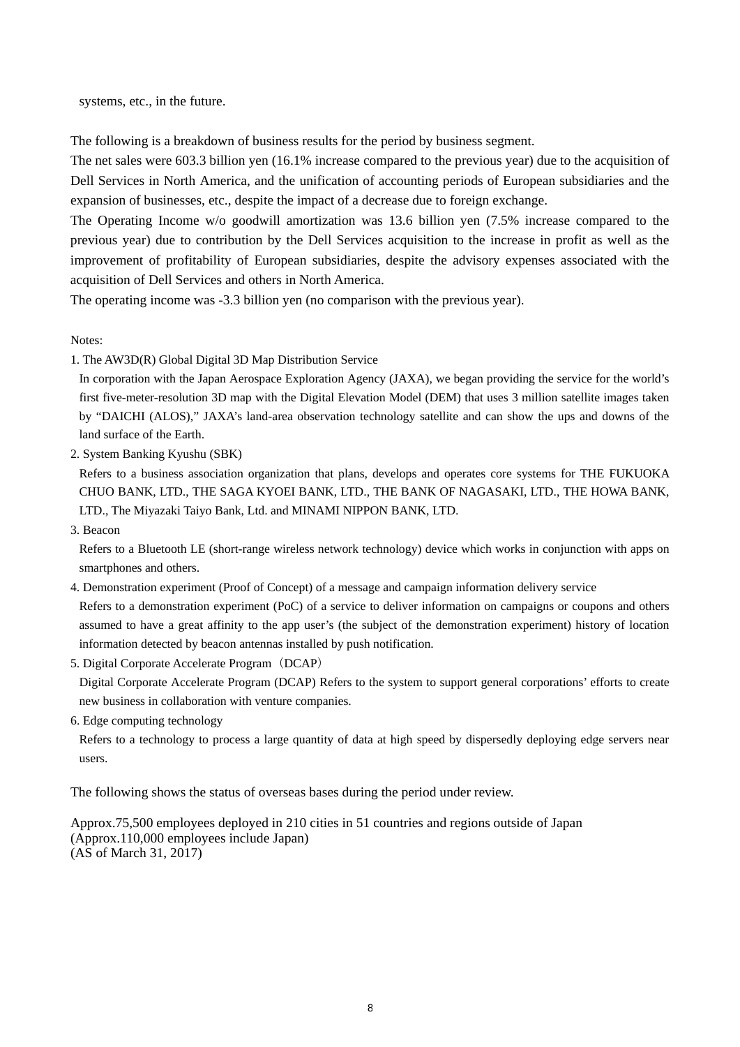systems, etc., in the future.

The following is a breakdown of business results for the period by business segment.

The net sales were 603.3 billion yen (16.1% increase compared to the previous year) due to the acquisition of Dell Services in North America, and the unification of accounting periods of European subsidiaries and the expansion of businesses, etc., despite the impact of a decrease due to foreign exchange.

The Operating Income w/o goodwill amortization was 13.6 billion yen (7.5% increase compared to the previous year) due to contribution by the Dell Services acquisition to the increase in profit as well as the improvement of profitability of European subsidiaries, despite the advisory expenses associated with the acquisition of Dell Services and others in North America.

The operating income was -3.3 billion yen (no comparison with the previous year).

Notes:

1. The AW3D(R) Global Digital 3D Map Distribution Service

   In corporation with the Japan Aerospace Exploration Agency (JAXA), we began providing the service for the world's first five-meter-resolution 3D map with the Digital Elevation Model (DEM) that uses 3 million satellite images taken by "DAICHI (ALOS)," JAXA's land-area observation technology satellite and can show the ups and downs of the land surface of the Earth.

2. System Banking Kyushu (SBK)

   Refers to a business association organization that plans, develops and operates core systems for THE FUKUOKA CHUO BANK, LTD., THE SAGA KYOEI BANK, LTD., THE BANK OF NAGASAKI, LTD., THE HOWA BANK, LTD., The Miyazaki Taiyo Bank, Ltd. and MINAMI NIPPON BANK, LTD.

3. Beacon

   Refers to a Bluetooth LE (short-range wireless network technology) device which works in conjunction with apps on smartphones and others.

4. Demonstration experiment (Proof of Concept) of a message and campaign information delivery service

   Refers to a demonstration experiment (PoC) of a service to deliver information on campaigns or coupons and others assumed to have a great affinity to the app user's (the subject of the demonstration experiment) history of location information detected by beacon antennas installed by push notification.

5. Digital Corporate Accelerate Program（DCAP）

   Digital Corporate Accelerate Program (DCAP) Refers to the system to support general corporations' efforts to create new business in collaboration with venture companies.

6. Edge computing technology

   Refers to a technology to process a large quantity of data at high speed by dispersedly deploying edge servers near users.

The following shows the status of overseas bases during the period under review.

Approx.75,500 employees deployed in 210 cities in 51 countries and regions outside of Japan
(Approx.110,000 employees include Japan)
(AS of March 31, 2017)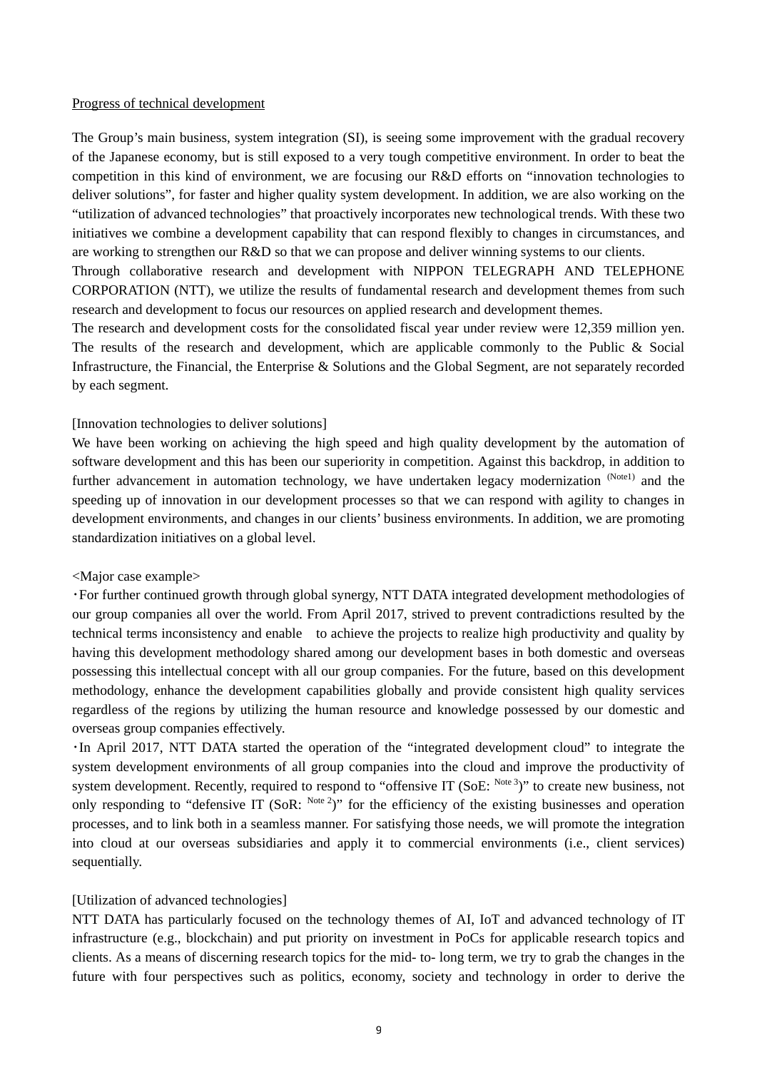Progress of technical development

The Group's main business, system integration (SI), is seeing some improvement with the gradual recovery of the Japanese economy, but is still exposed to a very tough competitive environment. In order to beat the competition in this kind of environment, we are focusing our R&D efforts on "innovation technologies to deliver solutions", for faster and higher quality system development. In addition, we are also working on the "utilization of advanced technologies" that proactively incorporates new technological trends. With these two initiatives we combine a development capability that can respond flexibly to changes in circumstances, and are working to strengthen our R&D so that we can propose and deliver winning systems to our clients.

Through collaborative research and development with NIPPON TELEGRAPH AND TELEPHONE CORPORATION (NTT), we utilize the results of fundamental research and development themes from such research and development to focus our resources on applied research and development themes.

The research and development costs for the consolidated fiscal year under review were 12,359 million yen. The results of the research and development, which are applicable commonly to the Public & Social Infrastructure, the Financial, the Enterprise & Solutions and the Global Segment, are not separately recorded by each segment.

[Innovation technologies to deliver solutions]

We have been working on achieving the high speed and high quality development by the automation of software development and this has been our superiority in competition. Against this backdrop, in addition to further advancement in automation technology, we have undertaken legacy modernization (Note1) and the speeding up of innovation in our development processes so that we can respond with agility to changes in development environments, and changes in our clients' business environments. In addition, we are promoting standardization initiatives on a global level.

<Major case example>

・For further continued growth through global synergy, NTT DATA integrated development methodologies of our group companies all over the world. From April 2017, strived to prevent contradictions resulted by the technical terms inconsistency and enable to achieve the projects to realize high productivity and quality by having this development methodology shared among our development bases in both domestic and overseas possessing this intellectual concept with all our group companies. For the future, based on this development methodology, enhance the development capabilities globally and provide consistent high quality services regardless of the regions by utilizing the human resource and knowledge possessed by our domestic and overseas group companies effectively.

・In April 2017, NTT DATA started the operation of the "integrated development cloud" to integrate the system development environments of all group companies into the cloud and improve the productivity of system development. Recently, required to respond to "offensive IT (SoE: Note 3)" to create new business, not only responding to "defensive IT (SoR: Note 2)" for the efficiency of the existing businesses and operation processes, and to link both in a seamless manner. For satisfying those needs, we will promote the integration into cloud at our overseas subsidiaries and apply it to commercial environments (i.e., client services) sequentially.

[Utilization of advanced technologies]

NTT DATA has particularly focused on the technology themes of AI, IoT and advanced technology of IT infrastructure (e.g., blockchain) and put priority on investment in PoCs for applicable research topics and clients. As a means of discerning research topics for the mid- to- long term, we try to grab the changes in the future with four perspectives such as politics, economy, society and technology in order to derive the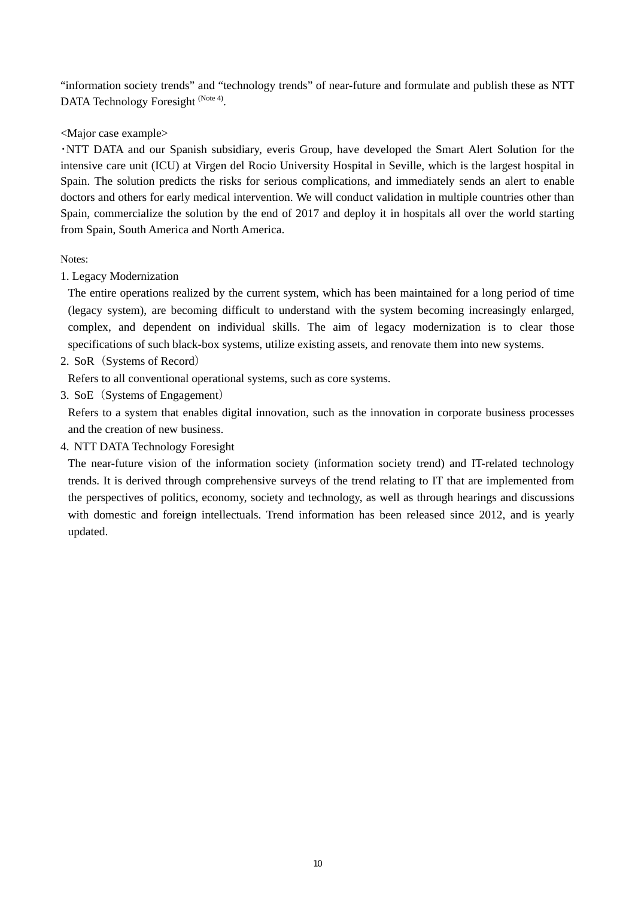"information society trends" and "technology trends" of near-future and formulate and publish these as NTT DATA Technology Foresight (Note 4).

<Major case example>

・NTT DATA and our Spanish subsidiary, everis Group, have developed the Smart Alert Solution for the intensive care unit (ICU) at Virgen del Rocio University Hospital in Seville, which is the largest hospital in Spain. The solution predicts the risks for serious complications, and immediately sends an alert to enable doctors and others for early medical intervention. We will conduct validation in multiple countries other than Spain, commercialize the solution by the end of 2017 and deploy it in hospitals all over the world starting from Spain, South America and North America.

Notes:

1. Legacy Modernization

   The entire operations realized by the current system, which has been maintained for a long period of time (legacy system), are becoming difficult to understand with the system becoming increasingly enlarged, complex, and dependent on individual skills. The aim of legacy modernization is to clear those specifications of such black-box systems, utilize existing assets, and renovate them into new systems.

2. SoR（Systems of Record）

   Refers to all conventional operational systems, such as core systems.

3. SoE（Systems of Engagement）

   Refers to a system that enables digital innovation, such as the innovation in corporate business processes and the creation of new business.

4. NTT DATA Technology Foresight

   The near-future vision of the information society (information society trend) and IT-related technology trends. It is derived through comprehensive surveys of the trend relating to IT that are implemented from the perspectives of politics, economy, society and technology, as well as through hearings and discussions with domestic and foreign intellectuals. Trend information has been released since 2012, and is yearly updated.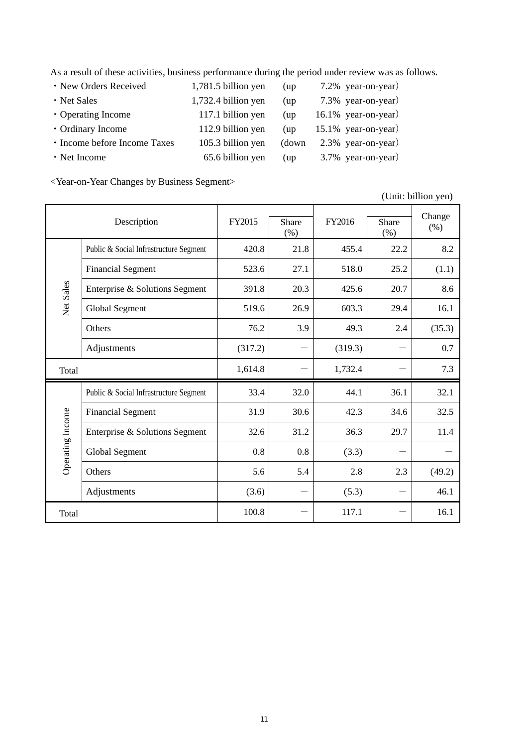As a result of these activities, business performance during the period under review was as follows.

- New Orders Received 1,781.5 billion yen (up 7.2% year-on-year)
- Net Sales 1,732.4 billion yen (up 7.3% year-on-year)
- Operating Income 117.1 billion yen (up 16.1% year-on-year)
- Ordinary Income 112.9 billion yen (up 15.1% year-on-year)
- Income before Income Taxes 105.3 billion yen (down 2.3% year-on-year)
- Net Income 65.6 billion yen (up 3.7% year-on-year)

<Year-on-Year Changes by Business Segment>

(Unit: billion yen)

| Description | | FY2015 | Share (%) | FY2016 | Share (%) | Change (%) |
|---|---|---|---|---|---|---|
| Net Sales | Public & Social Infrastructure Segment | 420.8 | 21.8 | 455.4 | 22.2 | 8.2 |
| | Financial Segment | 523.6 | 27.1 | 518.0 | 25.2 | (1.1) |
| | Enterprise & Solutions Segment | 391.8 | 20.3 | 425.6 | 20.7 | 8.6 |
| | Global Segment | 519.6 | 26.9 | 603.3 | 29.4 | 16.1 |
| | Others | 76.2 | 3.9 | 49.3 | 2.4 | (35.3) |
| | Adjustments | (317.2) | — | (319.3) | — | 0.7 |
| Total | | 1,614.8 | — | 1,732.4 | — | 7.3 |
| Operating Income | Public & Social Infrastructure Segment | 33.4 | 32.0 | 44.1 | 36.1 | 32.1 |
| | Financial Segment | 31.9 | 30.6 | 42.3 | 34.6 | 32.5 |
| | Enterprise & Solutions Segment | 32.6 | 31.2 | 36.3 | 29.7 | 11.4 |
| | Global Segment | 0.8 | 0.8 | (3.3) | — | — |
| | Others | 5.6 | 5.4 | 2.8 | 2.3 | (49.2) |
| | Adjustments | (3.6) | — | (5.3) | — | 46.1 |
| Total | | 100.8 | — | 117.1 | — | 16.1 |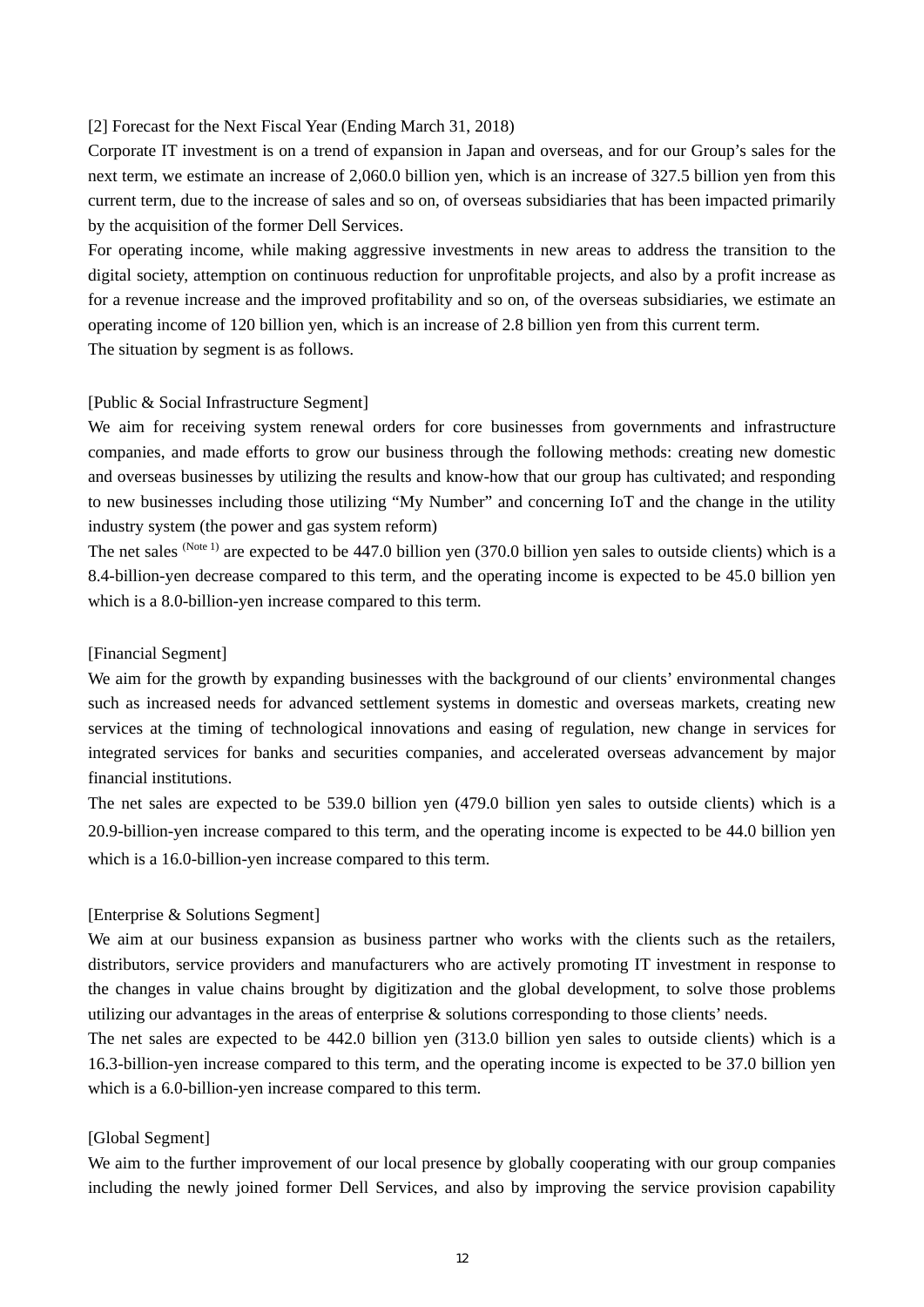[2] Forecast for the Next Fiscal Year (Ending March 31, 2018)

Corporate IT investment is on a trend of expansion in Japan and overseas, and for our Group's sales for the next term, we estimate an increase of 2,060.0 billion yen, which is an increase of 327.5 billion yen from this current term, due to the increase of sales and so on, of overseas subsidiaries that has been impacted primarily by the acquisition of the former Dell Services.

For operating income, while making aggressive investments in new areas to address the transition to the digital society, attemption on continuous reduction for unprofitable projects, and also by a profit increase as for a revenue increase and the improved profitability and so on, of the overseas subsidiaries, we estimate an operating income of 120 billion yen, which is an increase of 2.8 billion yen from this current term.

The situation by segment is as follows.

[Public & Social Infrastructure Segment]

We aim for receiving system renewal orders for core businesses from governments and infrastructure companies, and made efforts to grow our business through the following methods: creating new domestic and overseas businesses by utilizing the results and know-how that our group has cultivated; and responding to new businesses including those utilizing "My Number" and concerning IoT and the change in the utility industry system (the power and gas system reform)

The net sales [(Note 1)] are expected to be 447.0 billion yen (370.0 billion yen sales to outside clients) which is a 8.4-billion-yen decrease compared to this term, and the operating income is expected to be 45.0 billion yen which is a 8.0-billion-yen increase compared to this term.

[Financial Segment]

We aim for the growth by expanding businesses with the background of our clients' environmental changes such as increased needs for advanced settlement systems in domestic and overseas markets, creating new services at the timing of technological innovations and easing of regulation, new change in services for integrated services for banks and securities companies, and accelerated overseas advancement by major financial institutions.

The net sales are expected to be 539.0 billion yen (479.0 billion yen sales to outside clients) which is a 20.9-billion-yen increase compared to this term, and the operating income is expected to be 44.0 billion yen which is a 16.0-billion-yen increase compared to this term.

[Enterprise & Solutions Segment]

We aim at our business expansion as business partner who works with the clients such as the retailers, distributors, service providers and manufacturers who are actively promoting IT investment in response to the changes in value chains brought by digitization and the global development, to solve those problems utilizing our advantages in the areas of enterprise & solutions corresponding to those clients' needs.

The net sales are expected to be 442.0 billion yen (313.0 billion yen sales to outside clients) which is a 16.3-billion-yen increase compared to this term, and the operating income is expected to be 37.0 billion yen which is a 6.0-billion-yen increase compared to this term.

[Global Segment]

We aim to the further improvement of our local presence by globally cooperating with our group companies including the newly joined former Dell Services, and also by improving the service provision capability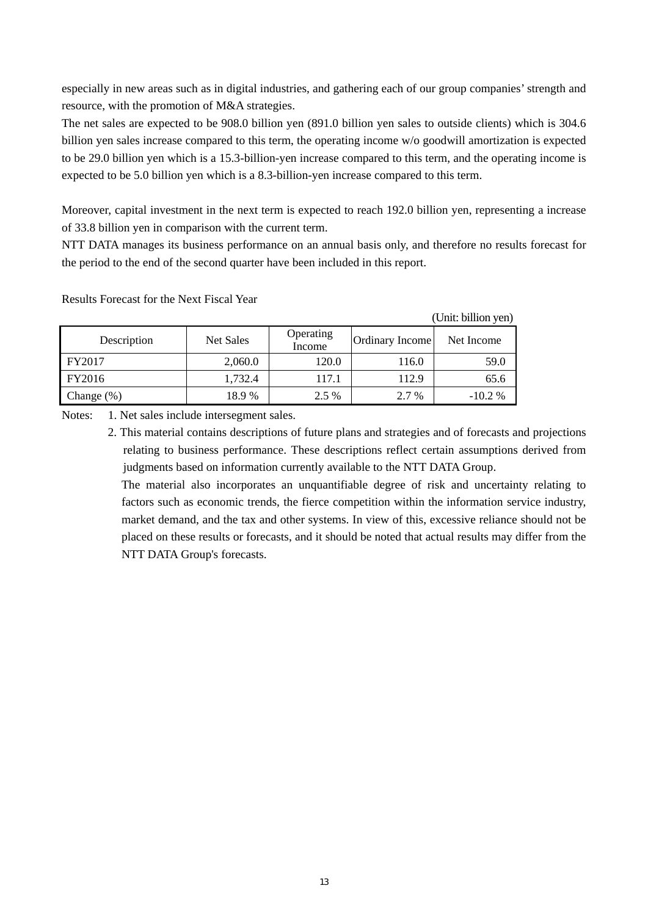especially in new areas such as in digital industries, and gathering each of our group companies' strength and resource, with the promotion of M&A strategies.

The net sales are expected to be 908.0 billion yen (891.0 billion yen sales to outside clients) which is 304.6 billion yen sales increase compared to this term, the operating income w/o goodwill amortization is expected to be 29.0 billion yen which is a 15.3-billion-yen increase compared to this term, and the operating income is expected to be 5.0 billion yen which is a 8.3-billion-yen increase compared to this term.

Moreover, capital investment in the next term is expected to reach 192.0 billion yen, representing a increase of 33.8 billion yen in comparison with the current term.

NTT DATA manages its business performance on an annual basis only, and therefore no results forecast for the period to the end of the second quarter have been included in this report.

Results Forecast for the Next Fiscal Year

(Unit: billion yen)

| Description | Net Sales | Operating Income | Ordinary Income | Net Income |
|---|---|---|---|---|
| FY2017 | 2,060.0 | 120.0 | 116.0 | 59.0 |
| FY2016 | 1,732.4 | 117.1 | 112.9 | 65.6 |
| Change (%) | 18.9 % | 2.5 % | 2.7 % | -10.2 % |

Notes: 1. Net sales include intersegment sales.

2. This material contains descriptions of future plans and strategies and of forecasts and projections relating to business performance. These descriptions reflect certain assumptions derived from judgments based on information currently available to the NTT DATA Group.

The material also incorporates an unquantifiable degree of risk and uncertainty relating to factors such as economic trends, the fierce competition within the information service industry, market demand, and the tax and other systems. In view of this, excessive reliance should not be placed on these results or forecasts, and it should be noted that actual results may differ from the NTT DATA Group's forecasts.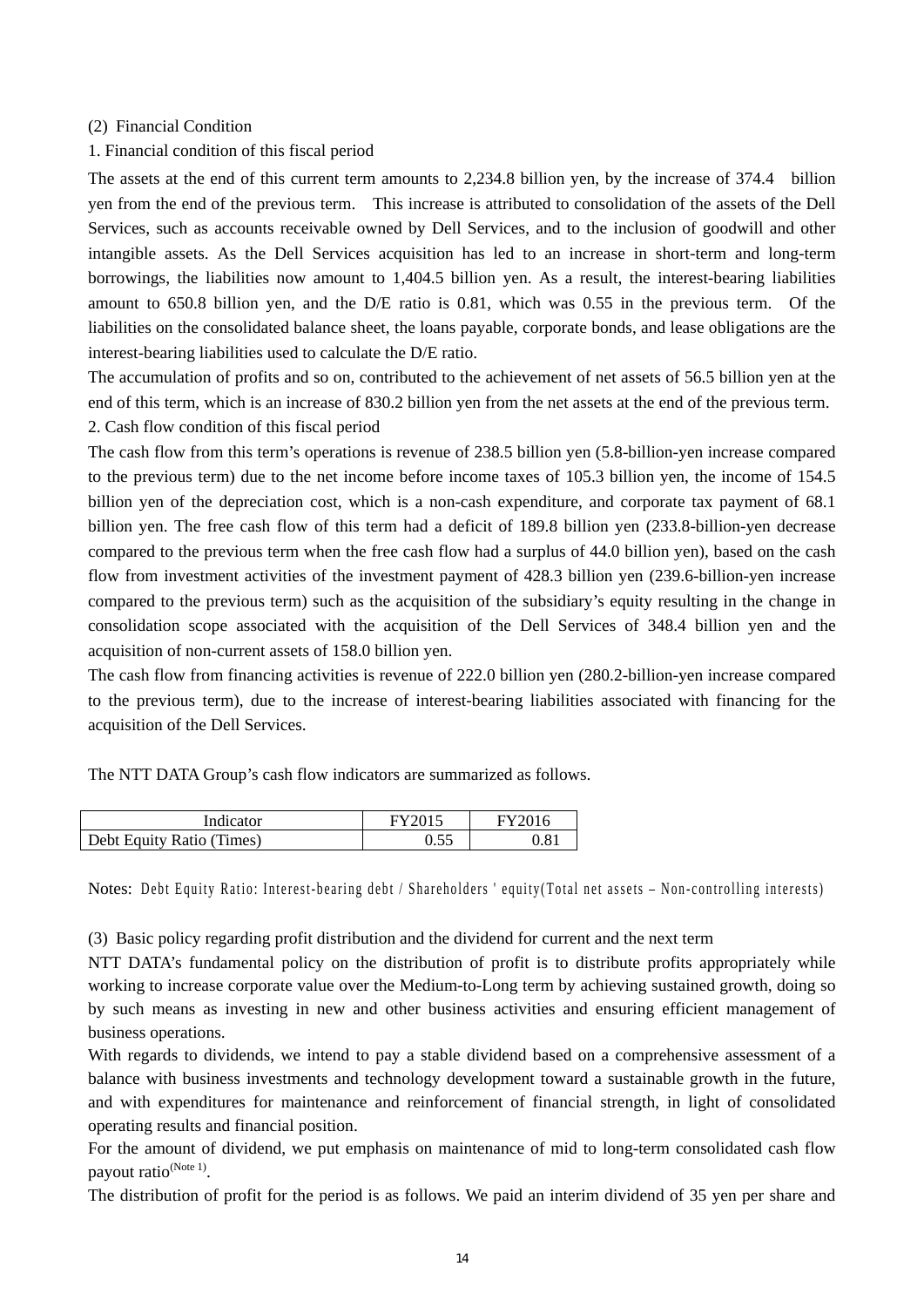(2) Financial Condition

1. Financial condition of this fiscal period

The assets at the end of this current term amounts to 2,234.8 billion yen, by the increase of 374.4 billion yen from the end of the previous term. This increase is attributed to consolidation of the assets of the Dell Services, such as accounts receivable owned by Dell Services, and to the inclusion of goodwill and other intangible assets. As the Dell Services acquisition has led to an increase in short-term and long-term borrowings, the liabilities now amount to 1,404.5 billion yen. As a result, the interest-bearing liabilities amount to 650.8 billion yen, and the D/E ratio is 0.81, which was 0.55 in the previous term. Of the liabilities on the consolidated balance sheet, the loans payable, corporate bonds, and lease obligations are the interest-bearing liabilities used to calculate the D/E ratio.

The accumulation of profits and so on, contributed to the achievement of net assets of 56.5 billion yen at the end of this term, which is an increase of 830.2 billion yen from the net assets at the end of the previous term.

2. Cash flow condition of this fiscal period

The cash flow from this term's operations is revenue of 238.5 billion yen (5.8-billion-yen increase compared to the previous term) due to the net income before income taxes of 105.3 billion yen, the income of 154.5 billion yen of the depreciation cost, which is a non-cash expenditure, and corporate tax payment of 68.1 billion yen. The free cash flow of this term had a deficit of 189.8 billion yen (233.8-billion-yen decrease compared to the previous term when the free cash flow had a surplus of 44.0 billion yen), based on the cash flow from investment activities of the investment payment of 428.3 billion yen (239.6-billion-yen increase compared to the previous term) such as the acquisition of the subsidiary's equity resulting in the change in consolidation scope associated with the acquisition of the Dell Services of 348.4 billion yen and the acquisition of non-current assets of 158.0 billion yen.

The cash flow from financing activities is revenue of 222.0 billion yen (280.2-billion-yen increase compared to the previous term), due to the increase of interest-bearing liabilities associated with financing for the acquisition of the Dell Services.

The NTT DATA Group's cash flow indicators are summarized as follows.

| Indicator | FY2015 | FY2016 |
|---|---|---|
| Debt Equity Ratio (Times) | 0.55 | 0.81 |

Notes: Debt Equity Ratio: Interest-bearing debt / Shareholders ' equity(Total net assets – Non-controlling interests)

(3) Basic policy regarding profit distribution and the dividend for current and the next term

NTT DATA's fundamental policy on the distribution of profit is to distribute profits appropriately while working to increase corporate value over the Medium-to-Long term by achieving sustained growth, doing so by such means as investing in new and other business activities and ensuring efficient management of business operations.

With regards to dividends, we intend to pay a stable dividend based on a comprehensive assessment of a balance with business investments and technology development toward a sustainable growth in the future, and with expenditures for maintenance and reinforcement of financial strength, in light of consolidated operating results and financial position.

For the amount of dividend, we put emphasis on maintenance of mid to long-term consolidated cash flow payout ratio(Note 1).

The distribution of profit for the period is as follows. We paid an interim dividend of 35 yen per share and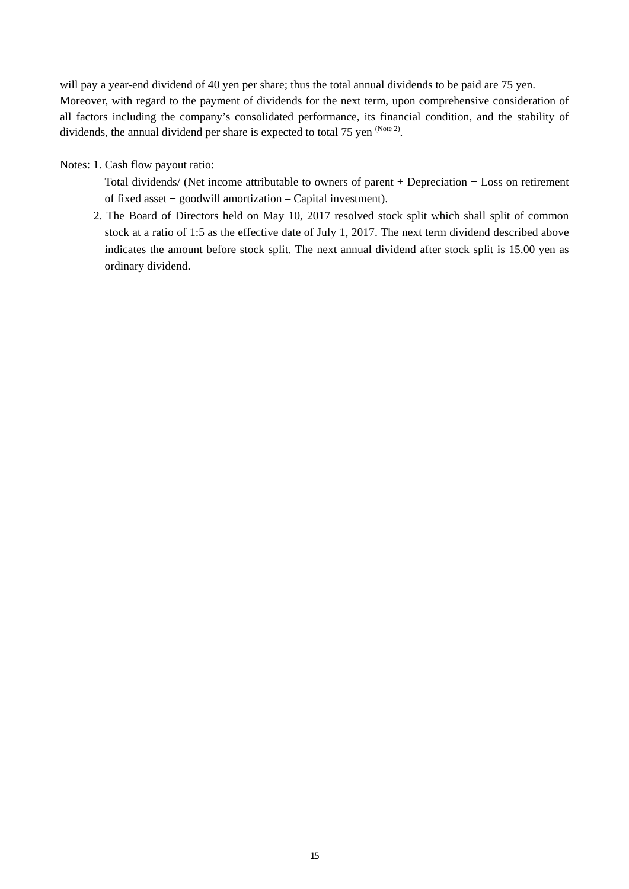will pay a year-end dividend of 40 yen per share; thus the total annual dividends to be paid are 75 yen.
Moreover, with regard to the payment of dividends for the next term, upon comprehensive consideration of all factors including the company's consolidated performance, its financial condition, and the stability of dividends, the annual dividend per share is expected to total 75 yen (Note 2).

Notes: 1. Cash flow payout ratio:

Total dividends/ (Net income attributable to owners of parent + Depreciation + Loss on retirement of fixed asset + goodwill amortization – Capital investment).

2. The Board of Directors held on May 10, 2017 resolved stock split which shall split of common stock at a ratio of 1:5 as the effective date of July 1, 2017. The next term dividend described above indicates the amount before stock split. The next annual dividend after stock split is 15.00 yen as ordinary dividend.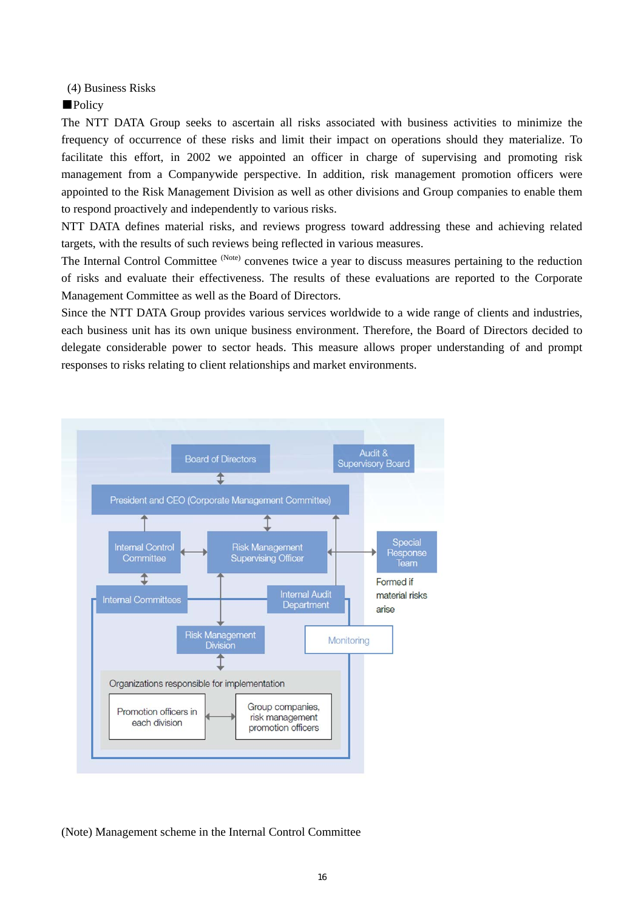(4) Business Risks

■Policy

The NTT DATA Group seeks to ascertain all risks associated with business activities to minimize the frequency of occurrence of these risks and limit their impact on operations should they materialize. To facilitate this effort, in 2002 we appointed an officer in charge of supervising and promoting risk management from a Companywide perspective. In addition, risk management promotion officers were appointed to the Risk Management Division as well as other divisions and Group companies to enable them to respond proactively and independently to various risks.

NTT DATA defines material risks, and reviews progress toward addressing these and achieving related targets, with the results of such reviews being reflected in various measures.

The Internal Control Committee (Note) convenes twice a year to discuss measures pertaining to the reduction of risks and evaluate their effectiveness. The results of these evaluations are reported to the Corporate Management Committee as well as the Board of Directors.

Since the NTT DATA Group provides various services worldwide to a wide range of clients and industries, each business unit has its own unique business environment. Therefore, the Board of Directors decided to delegate considerable power to sector heads. This measure allows proper understanding of and prompt responses to risks relating to client relationships and market environments.

Board of Directors
Audit & Supervisory Board
President and CEO (Corporate Management Committee)
Internal Control Committee
Risk Management Supervising Officer
Special Response Team
Formed if material risks arise
Internal Committees
Internal Audit Department
Risk Management Division
Monitoring
Organizations responsible for implementation
Promotion officers in each division
Group companies, risk management promotion officers

(Note) Management scheme in the Internal Control Committee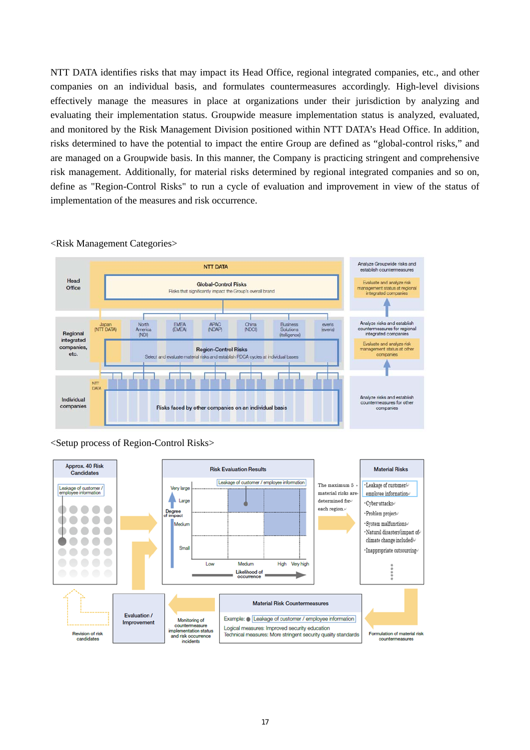NTT DATA identifies risks that may impact its Head Office, regional integrated companies, etc., and other companies on an individual basis, and formulates countermeasures accordingly. High-level divisions effectively manage the measures in place at organizations under their jurisdiction by analyzing and evaluating their implementation status. Groupwide measure implementation status is analyzed, evaluated, and monitored by the Risk Management Division positioned within NTT DATA's Head Office. In addition, risks determined to have the potential to impact the entire Group are defined as "global-control risks," and are managed on a Groupwide basis. In this manner, the Company is practicing stringent and comprehensive risk management. Additionally, for material risks determined by regional integrated companies and so on, define as "Region-Control Risks" to run a cycle of evaluation and improvement in view of the status of implementation of the measures and risk occurrence.

<Risk Management Categories>

Head Office

NTT DATA

Global-Control Risks

Risks that significantly impact the Group's overall brand

Analyze Groupwide risks and establish countermeasures

Evaluate and analyze risk management status at regional integrated companies

Regional integrated companies, etc.

Japan (NTT DATA)

North America (NDI)

EMEA (EMEA)

APAC (NDAP)

China (NDCI)

Business Solutions (itelligence)

everis (everis)

Region-Control Risks

Select and evaluate material risks and establish PDCA cycles at individual bases

Analyze risks and establish countermeasures for regional integrated companies

Evaluate and analyze risk management status at other companies

Individual companies

NTT DATA

Risks faced by other companies on an individual basis

Analyze risks and establish countermeasures for other companies

<Setup process of Region-Control Risks>

Approx. 40 Risk Candidates

Leakage of customer / employee information

Risk Evaluation Results

Leakage of customer / employee information

Degree of impact

Very large

Large

Medium

Small

Low

Medium

High

Very high

Likelihood of occurrence

The maximum 5 material risks are determined for each region.

Material Risks

・Leakage of customer/ employee information

・Cyber-attacks

・Problem project

・System malfunctions

・Natural disasters(impact of climate change included)

・Inappropriate outsourcing

Revision of risk candidates

Evaluation / Improvement

Monitoring of countermeasure implementation status and risk occurrence incidents

Material Risk Countermeasures

Example: ● Leakage of customer / employee information

Logical measures: Improved security education

Technical measures: More stringent security quality standards

Formulation of material risk countermeasures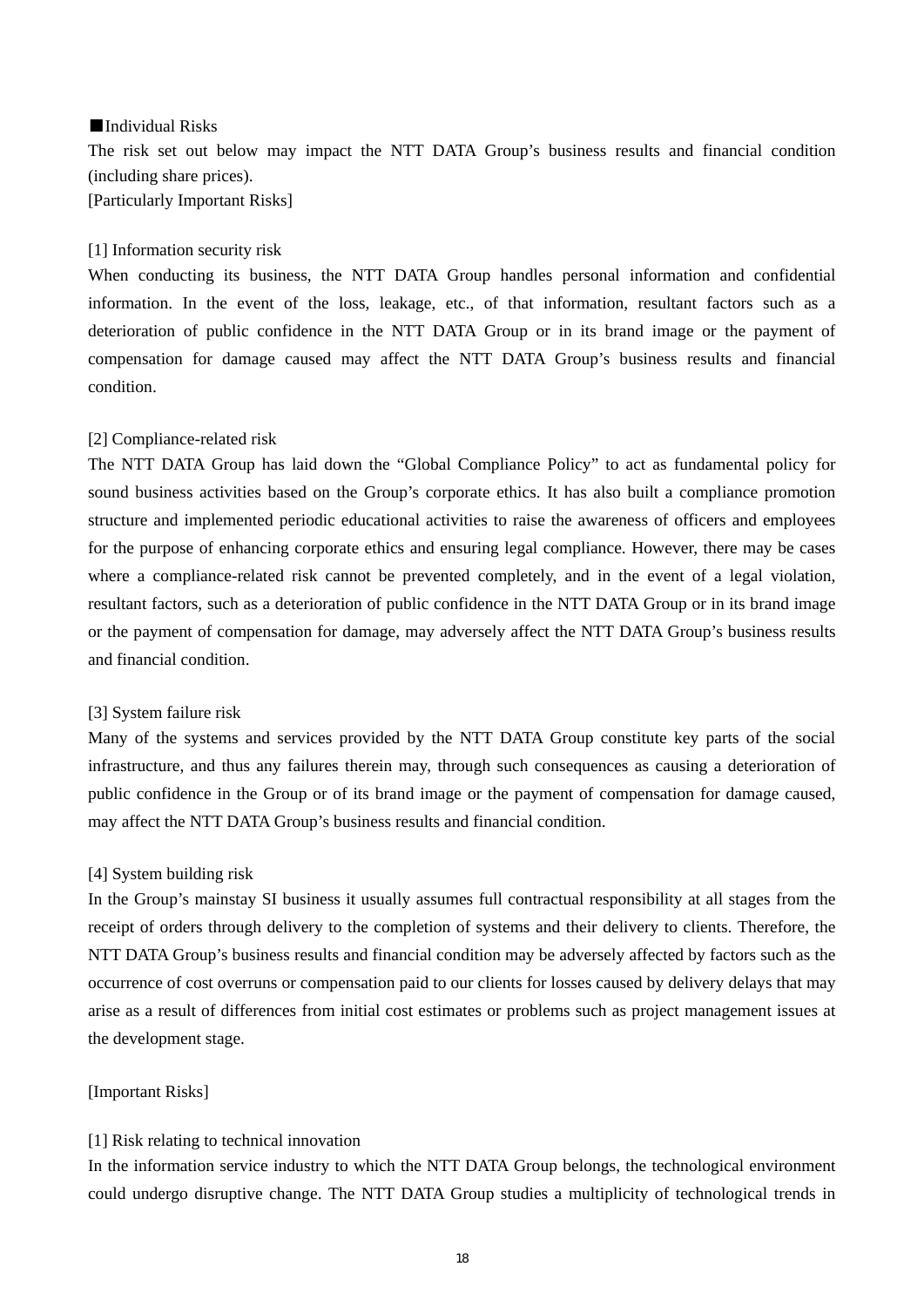■Individual Risks

The risk set out below may impact the NTT DATA Group's business results and financial condition (including share prices).

[Particularly Important Risks]

[1] Information security risk

When conducting its business, the NTT DATA Group handles personal information and confidential information. In the event of the loss, leakage, etc., of that information, resultant factors such as a deterioration of public confidence in the NTT DATA Group or in its brand image or the payment of compensation for damage caused may affect the NTT DATA Group's business results and financial condition.

[2] Compliance-related risk

The NTT DATA Group has laid down the "Global Compliance Policy" to act as fundamental policy for sound business activities based on the Group's corporate ethics. It has also built a compliance promotion structure and implemented periodic educational activities to raise the awareness of officers and employees for the purpose of enhancing corporate ethics and ensuring legal compliance. However, there may be cases where a compliance-related risk cannot be prevented completely, and in the event of a legal violation, resultant factors, such as a deterioration of public confidence in the NTT DATA Group or in its brand image or the payment of compensation for damage, may adversely affect the NTT DATA Group's business results and financial condition.

[3] System failure risk

Many of the systems and services provided by the NTT DATA Group constitute key parts of the social infrastructure, and thus any failures therein may, through such consequences as causing a deterioration of public confidence in the Group or of its brand image or the payment of compensation for damage caused, may affect the NTT DATA Group's business results and financial condition.

[4] System building risk

In the Group's mainstay SI business it usually assumes full contractual responsibility at all stages from the receipt of orders through delivery to the completion of systems and their delivery to clients. Therefore, the NTT DATA Group's business results and financial condition may be adversely affected by factors such as the occurrence of cost overruns or compensation paid to our clients for losses caused by delivery delays that may arise as a result of differences from initial cost estimates or problems such as project management issues at the development stage.

[Important Risks]

[1] Risk relating to technical innovation

In the information service industry to which the NTT DATA Group belongs, the technological environment could undergo disruptive change. The NTT DATA Group studies a multiplicity of technological trends in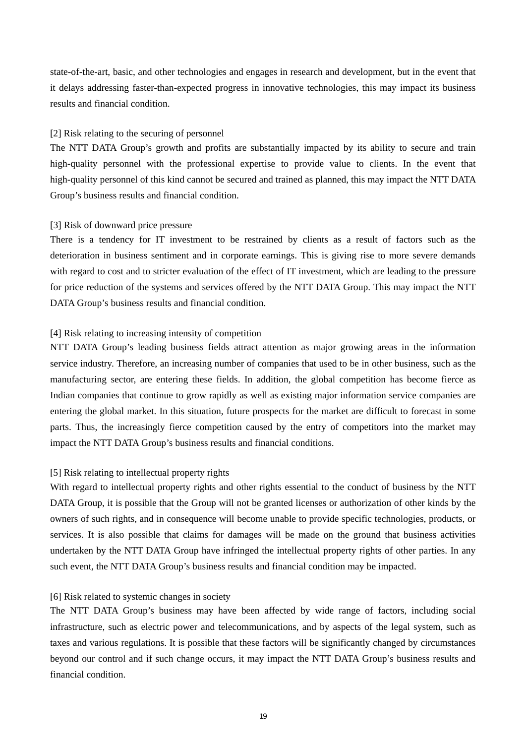state-of-the-art, basic, and other technologies and engages in research and development, but in the event that it delays addressing faster-than-expected progress in innovative technologies, this may impact its business results and financial condition.

[2] Risk relating to the securing of personnel

The NTT DATA Group's growth and profits are substantially impacted by its ability to secure and train high-quality personnel with the professional expertise to provide value to clients. In the event that high-quality personnel of this kind cannot be secured and trained as planned, this may impact the NTT DATA Group's business results and financial condition.

[3] Risk of downward price pressure

There is a tendency for IT investment to be restrained by clients as a result of factors such as the deterioration in business sentiment and in corporate earnings. This is giving rise to more severe demands with regard to cost and to stricter evaluation of the effect of IT investment, which are leading to the pressure for price reduction of the systems and services offered by the NTT DATA Group. This may impact the NTT DATA Group's business results and financial condition.

[4] Risk relating to increasing intensity of competition

NTT DATA Group's leading business fields attract attention as major growing areas in the information service industry. Therefore, an increasing number of companies that used to be in other business, such as the manufacturing sector, are entering these fields. In addition, the global competition has become fierce as Indian companies that continue to grow rapidly as well as existing major information service companies are entering the global market. In this situation, future prospects for the market are difficult to forecast in some parts. Thus, the increasingly fierce competition caused by the entry of competitors into the market may impact the NTT DATA Group's business results and financial conditions.

[5] Risk relating to intellectual property rights

With regard to intellectual property rights and other rights essential to the conduct of business by the NTT DATA Group, it is possible that the Group will not be granted licenses or authorization of other kinds by the owners of such rights, and in consequence will become unable to provide specific technologies, products, or services. It is also possible that claims for damages will be made on the ground that business activities undertaken by the NTT DATA Group have infringed the intellectual property rights of other parties. In any such event, the NTT DATA Group's business results and financial condition may be impacted.

[6] Risk related to systemic changes in society

The NTT DATA Group's business may have been affected by wide range of factors, including social infrastructure, such as electric power and telecommunications, and by aspects of the legal system, such as taxes and various regulations. It is possible that these factors will be significantly changed by circumstances beyond our control and if such change occurs, it may impact the NTT DATA Group's business results and financial condition.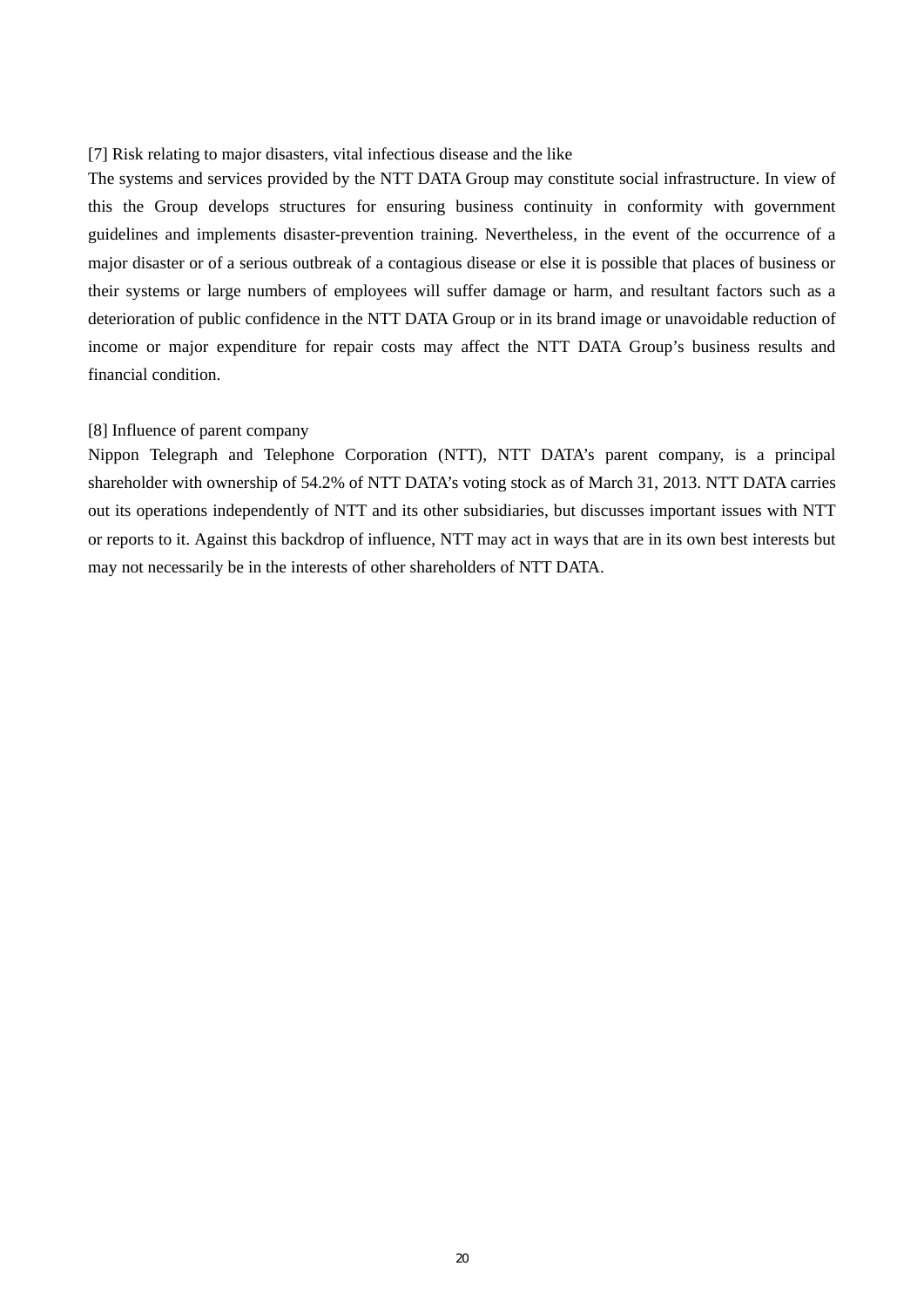[7] Risk relating to major disasters, vital infectious disease and the like

The systems and services provided by the NTT DATA Group may constitute social infrastructure. In view of this the Group develops structures for ensuring business continuity in conformity with government guidelines and implements disaster-prevention training. Nevertheless, in the event of the occurrence of a major disaster or of a serious outbreak of a contagious disease or else it is possible that places of business or their systems or large numbers of employees will suffer damage or harm, and resultant factors such as a deterioration of public confidence in the NTT DATA Group or in its brand image or unavoidable reduction of income or major expenditure for repair costs may affect the NTT DATA Group's business results and financial condition.

[8] Influence of parent company

Nippon Telegraph and Telephone Corporation (NTT), NTT DATA's parent company, is a principal shareholder with ownership of 54.2% of NTT DATA's voting stock as of March 31, 2013. NTT DATA carries out its operations independently of NTT and its other subsidiaries, but discusses important issues with NTT or reports to it. Against this backdrop of influence, NTT may act in ways that are in its own best interests but may not necessarily be in the interests of other shareholders of NTT DATA.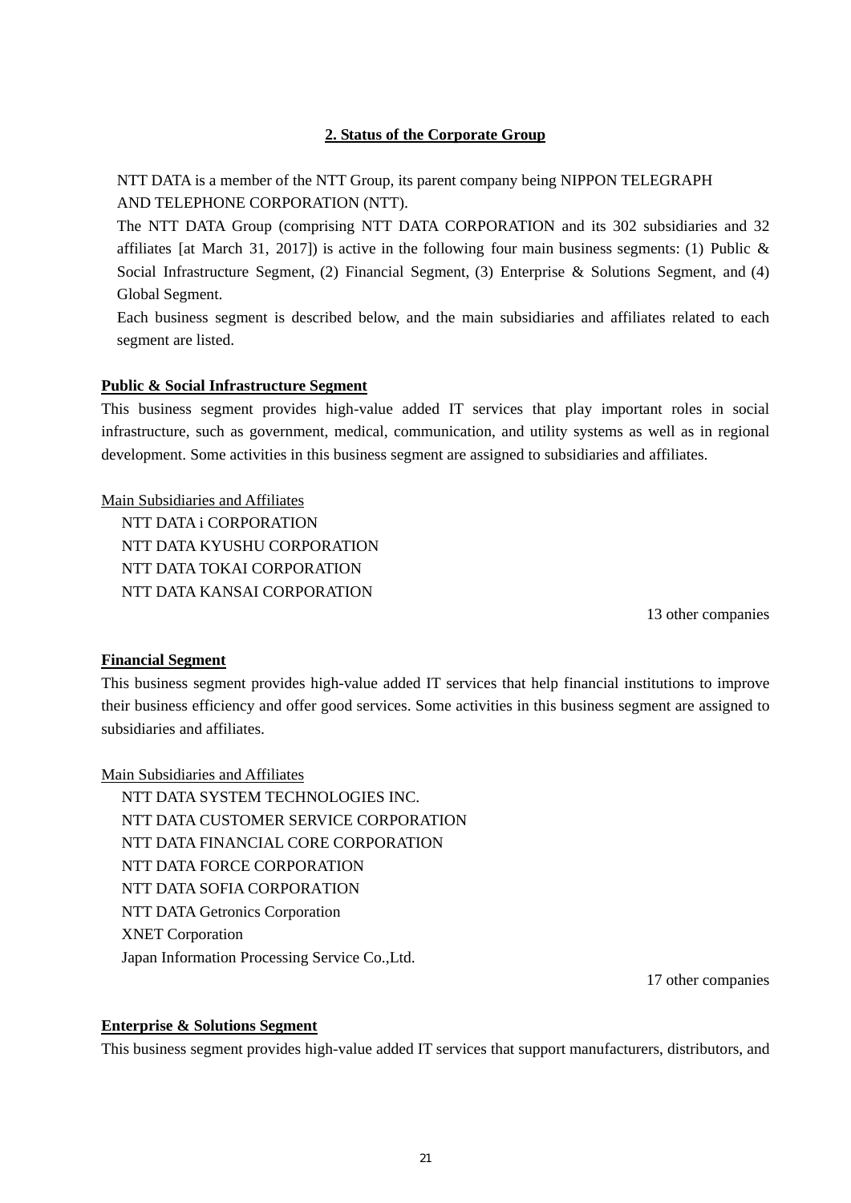## 2. Status of the Corporate Group

NTT DATA is a member of the NTT Group, its parent company being NIPPON TELEGRAPH AND TELEPHONE CORPORATION (NTT).

The NTT DATA Group (comprising NTT DATA CORPORATION and its 302 subsidiaries and 32 affiliates [at March 31, 2017]) is active in the following four main business segments: (1) Public & Social Infrastructure Segment, (2) Financial Segment, (3) Enterprise & Solutions Segment, and (4) Global Segment.

Each business segment is described below, and the main subsidiaries and affiliates related to each segment are listed.

### Public & Social Infrastructure Segment

This business segment provides high-value added IT services that play important roles in social infrastructure, such as government, medical, communication, and utility systems as well as in regional development. Some activities in this business segment are assigned to subsidiaries and affiliates.

Main Subsidiaries and Affiliates

- NTT DATA i CORPORATION
- NTT DATA KYUSHU CORPORATION
- NTT DATA TOKAI CORPORATION
- NTT DATA KANSAI CORPORATION

13 other companies

### Financial Segment

This business segment provides high-value added IT services that help financial institutions to improve their business efficiency and offer good services. Some activities in this business segment are assigned to subsidiaries and affiliates.

Main Subsidiaries and Affiliates

- NTT DATA SYSTEM TECHNOLOGIES INC.
- NTT DATA CUSTOMER SERVICE CORPORATION
- NTT DATA FINANCIAL CORE CORPORATION
- NTT DATA FORCE CORPORATION
- NTT DATA SOFIA CORPORATION
- NTT DATA Getronics Corporation
- XNET Corporation
- Japan Information Processing Service Co.,Ltd.

17 other companies

### Enterprise & Solutions Segment

This business segment provides high-value added IT services that support manufacturers, distributors, and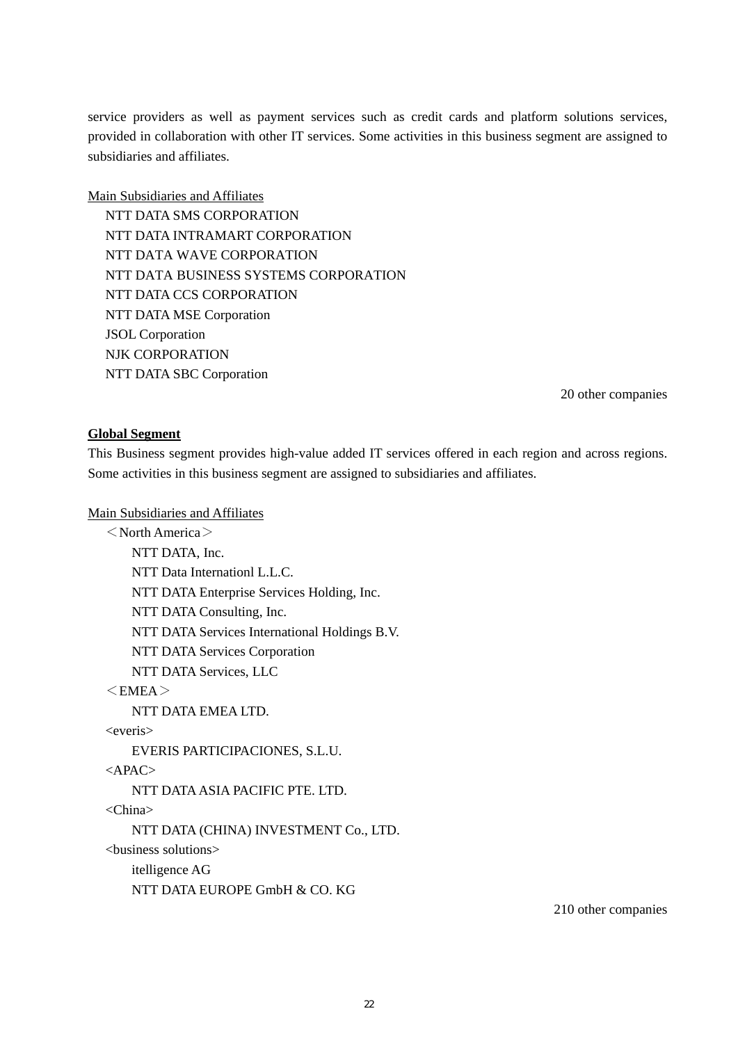service providers as well as payment services such as credit cards and platform solutions services, provided in collaboration with other IT services. Some activities in this business segment are assigned to subsidiaries and affiliates.

Main Subsidiaries and Affiliates

NTT DATA SMS CORPORATION
NTT DATA INTRAMART CORPORATION
NTT DATA WAVE CORPORATION
NTT DATA BUSINESS SYSTEMS CORPORATION
NTT DATA CCS CORPORATION
NTT DATA MSE Corporation
JSOL Corporation
NJK CORPORATION
NTT DATA SBC Corporation

20 other companies

**Global Segment**

This Business segment provides high-value added IT services offered in each region and across regions. Some activities in this business segment are assigned to subsidiaries and affiliates.

Main Subsidiaries and Affiliates

＜North America＞

NTT DATA, Inc.
NTT Data Internationl L.L.C.
NTT DATA Enterprise Services Holding, Inc.
NTT DATA Consulting, Inc.
NTT DATA Services International Holdings B.V.
NTT DATA Services Corporation
NTT DATA Services, LLC

＜EMEA＞

NTT DATA EMEA LTD.

<everis>

EVERIS PARTICIPACIONES, S.L.U.

<APAC>

NTT DATA ASIA PACIFIC PTE. LTD.

<China>

NTT DATA (CHINA) INVESTMENT Co., LTD.

<business solutions>

itelligence AG
NTT DATA EUROPE GmbH & CO. KG

210 other companies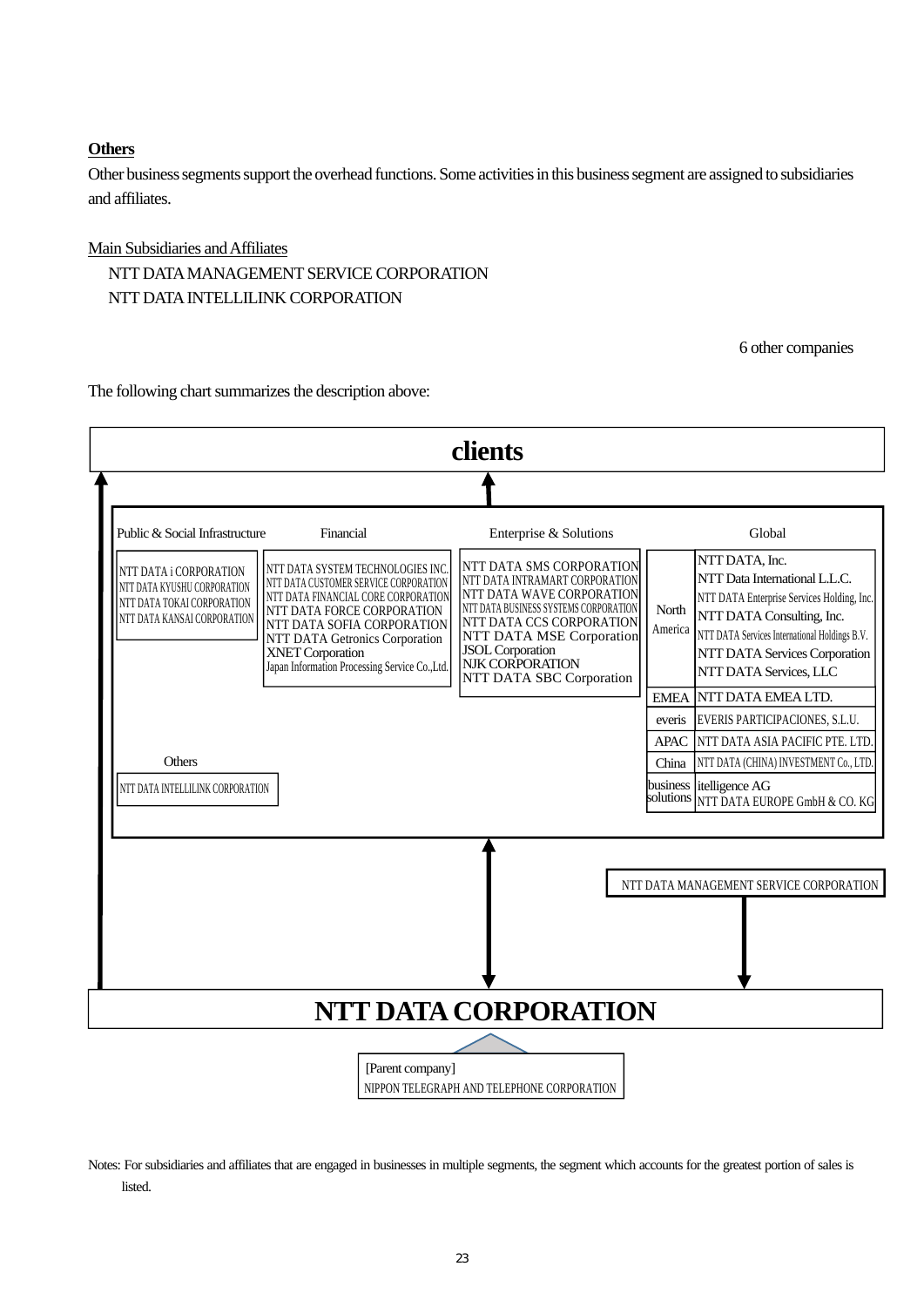**Others**

Other business segments support the overhead functions. Some activities in this business segment are assigned to subsidiaries and affiliates.

Main Subsidiaries and Affiliates

NTT DATA MANAGEMENT SERVICE CORPORATION

NTT DATA INTELLILINK CORPORATION

6 other companies

The following chart summarizes the description above:

clients

Public & Social Infrastructure

NTT DATA i CORPORATION
NTT DATA KYUSHU CORPORATION
NTT DATA TOKAI CORPORATION
NTT DATA KANSAI CORPORATION

Financial

NTT DATA SYSTEM TECHNOLOGIES INC.
NTT DATA CUSTOMER SERVICE CORPORATION
NTT DATA FINANCIAL CORE CORPORATION
NTT DATA FORCE CORPORATION
NTT DATA SOFIA CORPORATION
NTT DATA Getronics Corporation
XNET Corporation
Japan Information Processing Service Co.,Ltd.

Enterprise & Solutions

NTT DATA SMS CORPORATION
NTT DATA INTRAMART CORPORATION
NTT DATA WAVE CORPORATION
NTT DATA BUSINESS SYSTEMS CORPORATION
NTT DATA CCS CORPORATION
NTT DATA MSE Corporation
JSOL Corporation
NJK CORPORATION
NTT DATA SBC Corporation

Global

North America: NTT DATA, Inc. / NTT Data International L.L.C. / NTT DATA Enterprise Services Holding, Inc. / NTT DATA Consulting, Inc. / NTT DATA Services International Holdings B.V. / NTT DATA Services Corporation / NTT DATA Services, LLC

EMEA: NTT DATA EMEA LTD.

everis: EVERIS PARTICIPACIONES, S.L.U.

APAC: NTT DATA ASIA PACIFIC PTE. LTD.

China: NTT DATA (CHINA) INVESTMENT Co., LTD.

business solutions: itelligence AG / NTT DATA EUROPE GmbH & CO. KG

Others

NTT DATA INTELLILINK CORPORATION

NTT DATA MANAGEMENT SERVICE CORPORATION

NTT DATA CORPORATION

[Parent company]
NIPPON TELEGRAPH AND TELEPHONE CORPORATION

Notes: For subsidiaries and affiliates that are engaged in businesses in multiple segments, the segment which accounts for the greatest portion of sales is listed.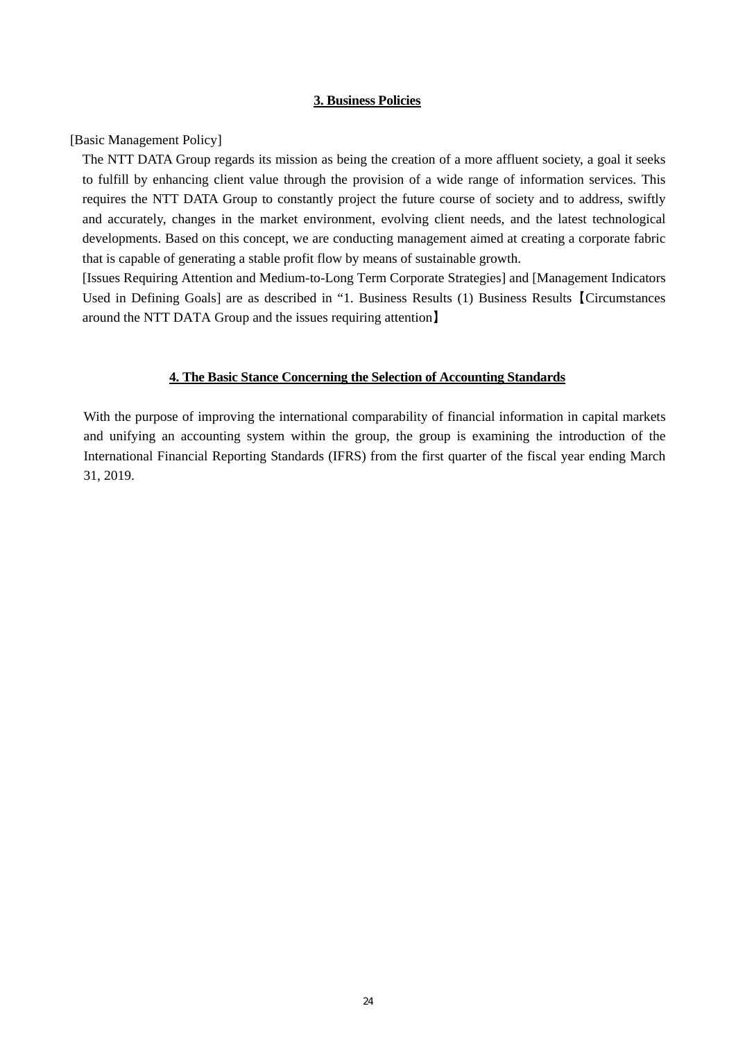## 3. Business Policies

[Basic Management Policy]

The NTT DATA Group regards its mission as being the creation of a more affluent society, a goal it seeks to fulfill by enhancing client value through the provision of a wide range of information services. This requires the NTT DATA Group to constantly project the future course of society and to address, swiftly and accurately, changes in the market environment, evolving client needs, and the latest technological developments. Based on this concept, we are conducting management aimed at creating a corporate fabric that is capable of generating a stable profit flow by means of sustainable growth.

[Issues Requiring Attention and Medium-to-Long Term Corporate Strategies] and [Management Indicators Used in Defining Goals] are as described in "1. Business Results (1) Business Results【Circumstances around the NTT DATA Group and the issues requiring attention】

## 4. The Basic Stance Concerning the Selection of Accounting Standards

With the purpose of improving the international comparability of financial information in capital markets and unifying an accounting system within the group, the group is examining the introduction of the International Financial Reporting Standards (IFRS) from the first quarter of the fiscal year ending March 31, 2019.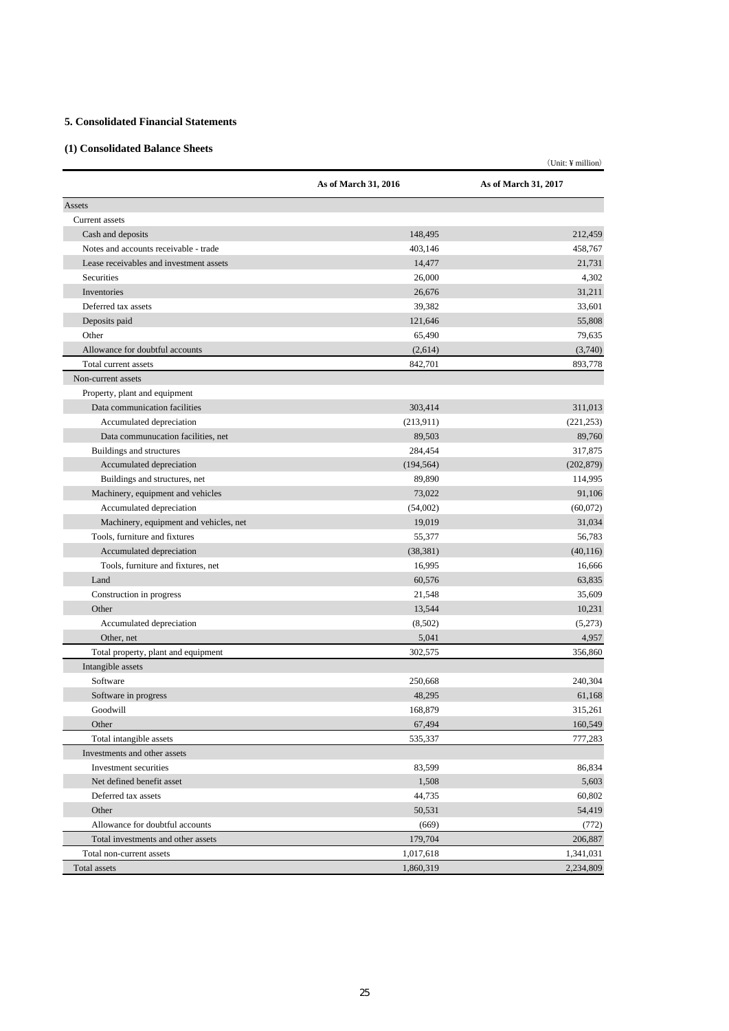## 5. Consolidated Financial Statements

### (1) Consolidated Balance Sheets

(Unit: ¥ million)

| | As of March 31, 2016 | As of March 31, 2017 |
|---|---|---|
| Assets | | |
| Current assets | | |
| Cash and deposits | 148,495 | 212,459 |
| Notes and accounts receivable - trade | 403,146 | 458,767 |
| Lease receivables and investment assets | 14,477 | 21,731 |
| Securities | 26,000 | 4,302 |
| Inventories | 26,676 | 31,211 |
| Deferred tax assets | 39,382 | 33,601 |
| Deposits paid | 121,646 | 55,808 |
| Other | 65,490 | 79,635 |
| Allowance for doubtful accounts | (2,614) | (3,740) |
| Total current assets | 842,701 | 893,778 |
| Non-current assets | | |
| Property, plant and equipment | | |
| Data communication facilities | 303,414 | 311,013 |
| Accumulated depreciation | (213,911) | (221,253) |
| Data communucation facilities, net | 89,503 | 89,760 |
| Buildings and structures | 284,454 | 317,875 |
| Accumulated depreciation | (194,564) | (202,879) |
| Buildings and structures, net | 89,890 | 114,995 |
| Machinery, equipment and vehicles | 73,022 | 91,106 |
| Accumulated depreciation | (54,002) | (60,072) |
| Machinery, equipment and vehicles, net | 19,019 | 31,034 |
| Tools, furniture and fixtures | 55,377 | 56,783 |
| Accumulated depreciation | (38,381) | (40,116) |
| Tools, furniture and fixtures, net | 16,995 | 16,666 |
| Land | 60,576 | 63,835 |
| Construction in progress | 21,548 | 35,609 |
| Other | 13,544 | 10,231 |
| Accumulated depreciation | (8,502) | (5,273) |
| Other, net | 5,041 | 4,957 |
| Total property, plant and equipment | 302,575 | 356,860 |
| Intangible assets | | |
| Software | 250,668 | 240,304 |
| Software in progress | 48,295 | 61,168 |
| Goodwill | 168,879 | 315,261 |
| Other | 67,494 | 160,549 |
| Total intangible assets | 535,337 | 777,283 |
| Investments and other assets | | |
| Investment securities | 83,599 | 86,834 |
| Net defined benefit asset | 1,508 | 5,603 |
| Deferred tax assets | 44,735 | 60,802 |
| Other | 50,531 | 54,419 |
| Allowance for doubtful accounts | (669) | (772) |
| Total investments and other assets | 179,704 | 206,887 |
| Total non-current assets | 1,017,618 | 1,341,031 |
| Total assets | 1,860,319 | 2,234,809 |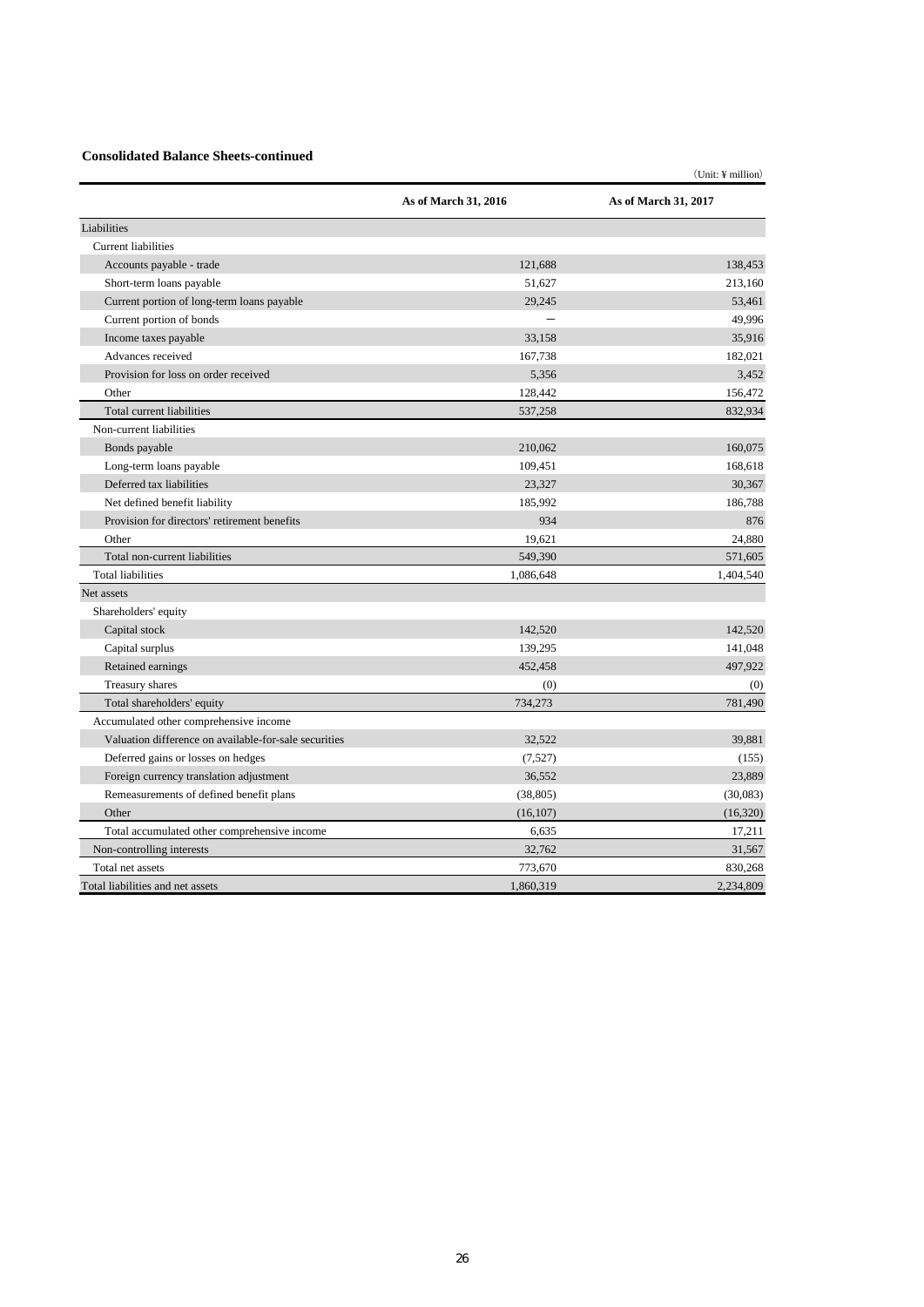**Consolidated Balance Sheets-continued**

（Unit: ¥ million）

| | As of March 31, 2016 | As of March 31, 2017 |
|---|---|---|
| Liabilities | | |
| Current liabilities | | |
| Accounts payable - trade | 121,688 | 138,453 |
| Short-term loans payable | 51,627 | 213,160 |
| Current portion of long-term loans payable | 29,245 | 53,461 |
| Current portion of bonds | － | 49,996 |
| Income taxes payable | 33,158 | 35,916 |
| Advances received | 167,738 | 182,021 |
| Provision for loss on order received | 5,356 | 3,452 |
| Other | 128,442 | 156,472 |
| Total current liabilities | 537,258 | 832,934 |
| Non-current liabilities | | |
| Bonds payable | 210,062 | 160,075 |
| Long-term loans payable | 109,451 | 168,618 |
| Deferred tax liabilities | 23,327 | 30,367 |
| Net defined benefit liability | 185,992 | 186,788 |
| Provision for directors' retirement benefits | 934 | 876 |
| Other | 19,621 | 24,880 |
| Total non-current liabilities | 549,390 | 571,605 |
| Total liabilities | 1,086,648 | 1,404,540 |
| Net assets | | |
| Shareholders' equity | | |
| Capital stock | 142,520 | 142,520 |
| Capital surplus | 139,295 | 141,048 |
| Retained earnings | 452,458 | 497,922 |
| Treasury shares | (0) | (0) |
| Total shareholders' equity | 734,273 | 781,490 |
| Accumulated other comprehensive income | | |
| Valuation difference on available-for-sale securities | 32,522 | 39,881 |
| Deferred gains or losses on hedges | (7,527) | (155) |
| Foreign currency translation adjustment | 36,552 | 23,889 |
| Remeasurements of defined benefit plans | (38,805) | (30,083) |
| Other | (16,107) | (16,320) |
| Total accumulated other comprehensive income | 6,635 | 17,211 |
| Non-controlling interests | 32,762 | 31,567 |
| Total net assets | 773,670 | 830,268 |
| Total liabilities and net assets | 1,860,319 | 2,234,809 |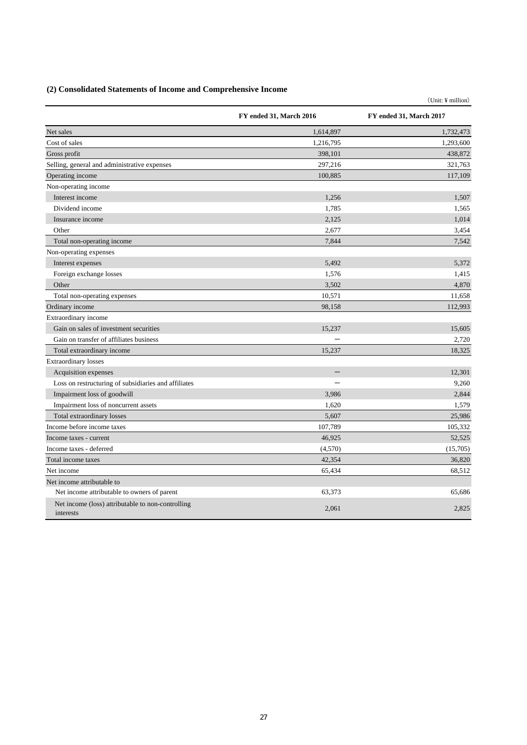### (2) Consolidated Statements of Income and Comprehensive Income

(Unit: ¥ million)

| | FY ended 31, March 2016 | FY ended 31, March 2017 |
|---|---|---|
| Net sales | 1,614,897 | 1,732,473 |
| Cost of sales | 1,216,795 | 1,293,600 |
| Gross profit | 398,101 | 438,872 |
| Selling, general and administrative expenses | 297,216 | 321,763 |
| Operating income | 100,885 | 117,109 |
| Non-operating income | | |
| Interest income | 1,256 | 1,507 |
| Dividend income | 1,785 | 1,565 |
| Insurance income | 2,125 | 1,014 |
| Other | 2,677 | 3,454 |
| Total non-operating income | 7,844 | 7,542 |
| Non-operating expenses | | |
| Interest expenses | 5,492 | 5,372 |
| Foreign exchange losses | 1,576 | 1,415 |
| Other | 3,502 | 4,870 |
| Total non-operating expenses | 10,571 | 11,658 |
| Ordinary income | 98,158 | 112,993 |
| Extraordinary income | | |
| Gain on sales of investment securities | 15,237 | 15,605 |
| Gain on transfer of affiliates business | － | 2,720 |
| Total extraordinary income | 15,237 | 18,325 |
| Extraordinary losses | | |
| Acquisition expenses | － | 12,301 |
| Loss on restructuring of subsidiaries and affiliates | － | 9,260 |
| Impairment loss of goodwill | 3,986 | 2,844 |
| Impairment loss of noncurrent assets | 1,620 | 1,579 |
| Total extraordinary losses | 5,607 | 25,986 |
| Income before income taxes | 107,789 | 105,332 |
| Income taxes - current | 46,925 | 52,525 |
| Income taxes - deferred | (4,570) | (15,705) |
| Total income taxes | 42,354 | 36,820 |
| Net income | 65,434 | 68,512 |
| Net income attributable to | | |
| Net income attributable to owners of parent | 63,373 | 65,686 |
| Net income (loss) attributable to non-controlling interests | 2,061 | 2,825 |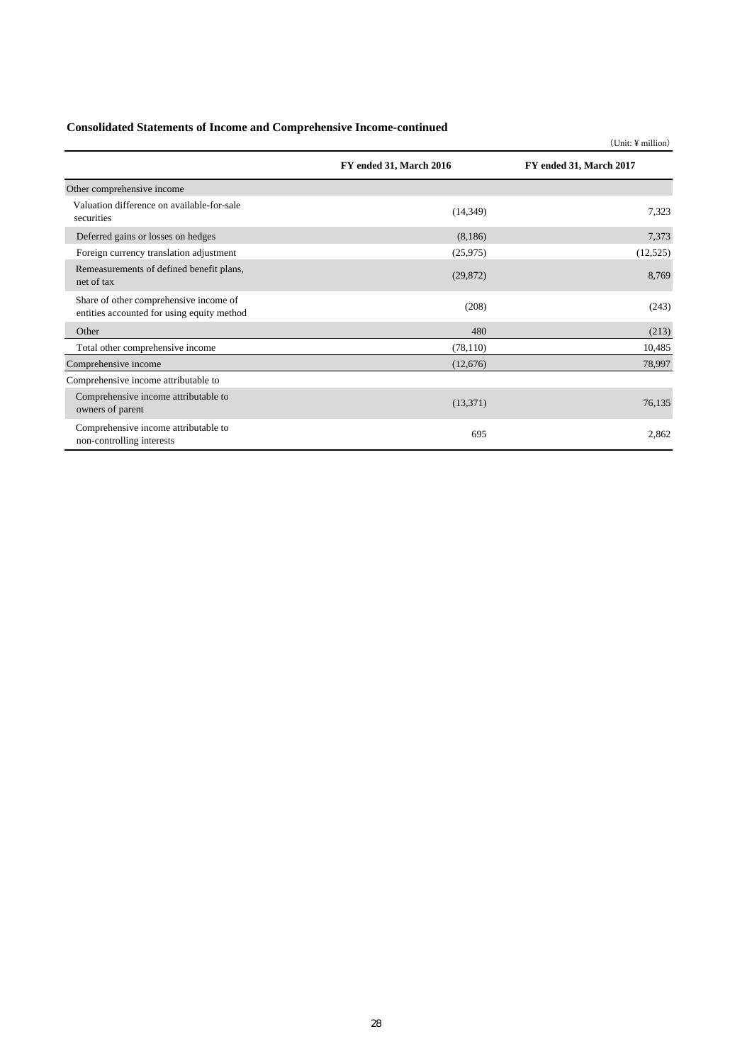### Consolidated Statements of Income and Comprehensive Income-continued

（Unit: ¥ million）

| | FY ended 31, March 2016 | FY ended 31, March 2017 |
|---|---|---|
| Other comprehensive income | | |
| Valuation difference on available-for-sale securities | (14,349) | 7,323 |
| Deferred gains or losses on hedges | (8,186) | 7,373 |
| Foreign currency translation adjustment | (25,975) | (12,525) |
| Remeasurements of defined benefit plans, net of tax | (29,872) | 8,769 |
| Share of other comprehensive income of entities accounted for using equity method | (208) | (243) |
| Other | 480 | (213) |
| Total other comprehensive income | (78,110) | 10,485 |
| Comprehensive income | (12,676) | 78,997 |
| Comprehensive income attributable to | | |
| Comprehensive income attributable to owners of parent | (13,371) | 76,135 |
| Comprehensive income attributable to non-controlling interests | 695 | 2,862 |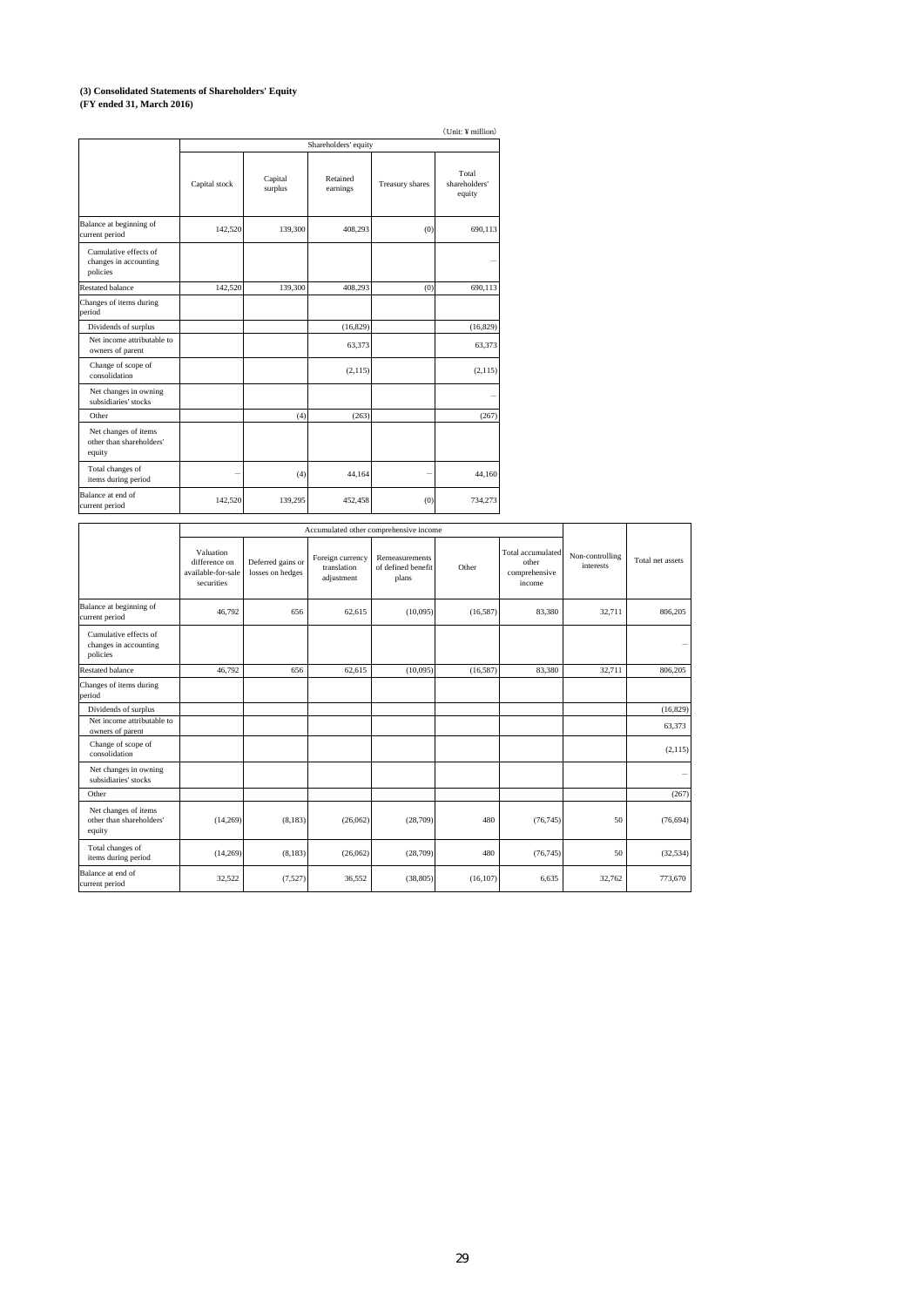**(3) Consolidated Statements of Shareholders' Equity**
**(FY ended 31, March 2016)**

（Unit: ¥ million）

| | Shareholders' equity | | | | |
|---|---|---|---|---|---|
| | Capital stock | Capital surplus | Retained earnings | Treasury shares | Total shareholders' equity |
| Balance at beginning of current period | 142,520 | 139,300 | 408,293 | (0) | 690,113 |
| Cumulative effects of changes in accounting policies | | | | | － |
| Restated balance | 142,520 | 139,300 | 408,293 | (0) | 690,113 |
| Changes of items during period | | | | | |
| Dividends of surplus | | | (16,829) | | (16,829) |
| Net income attributable to owners of parent | | | 63,373 | | 63,373 |
| Change of scope of consolidation | | | (2,115) | | (2,115) |
| Net changes in owning subsidiaries' stocks | | | | | － |
| Other | | (4) | (263) | | (267) |
| Net changes of items other than shareholders' equity | | | | | |
| Total changes of items during period | － | (4) | 44,164 | － | 44,160 |
| Balance at end of current period | 142,520 | 139,295 | 452,458 | (0) | 734,273 |

| | Accumulated other comprehensive income | | | | | | | |
|---|---|---|---|---|---|---|---|---|
| | Valuation difference on available-for-sale securities | Deferred gains or losses on hedges | Foreign currency translation adjustment | Remeasurements of defined benefit plans | Other | Total accumulated other comprehensive income | Non-controlling interests | Total net assets |
| Balance at beginning of current period | 46,792 | 656 | 62,615 | (10,095) | (16,587) | 83,380 | 32,711 | 806,205 |
| Cumulative effects of changes in accounting policies | | | | | | | | － |
| Restated balance | 46,792 | 656 | 62,615 | (10,095) | (16,587) | 83,380 | 32,711 | 806,205 |
| Changes of items during period | | | | | | | | |
| Dividends of surplus | | | | | | | | (16,829) |
| Net income attributable to owners of parent | | | | | | | | 63,373 |
| Change of scope of consolidation | | | | | | | | (2,115) |
| Net changes in owning subsidiaries' stocks | | | | | | | | － |
| Other | | | | | | | | (267) |
| Net changes of items other than shareholders' equity | (14,269) | (8,183) | (26,062) | (28,709) | 480 | (76,745) | 50 | (76,694) |
| Total changes of items during period | (14,269) | (8,183) | (26,062) | (28,709) | 480 | (76,745) | 50 | (32,534) |
| Balance at end of current period | 32,522 | (7,527) | 36,552 | (38,805) | (16,107) | 6,635 | 32,762 | 773,670 |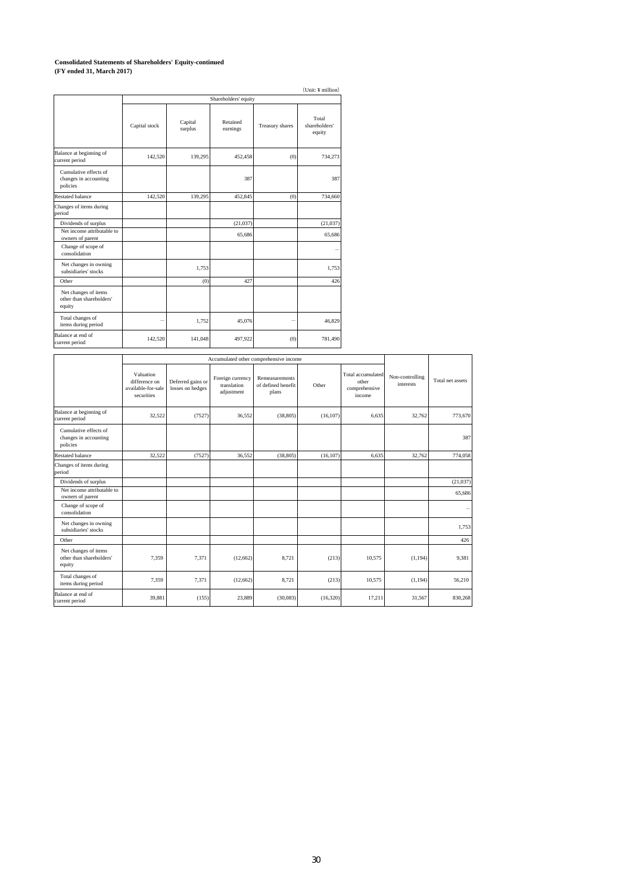**Consolidated Statements of Shareholders' Equity-continued**
**(FY ended 31, March 2017)**

(Unit: ¥ million)

| | Shareholders' equity | | | | |
|---|---|---|---|---|---|
| | Capital stock | Capital surplus | Retained earnings | Treasury shares | Total shareholders' equity |
| Balance at beginning of current period | 142,520 | 139,295 | 452,458 | (0) | 734,273 |
| Cumulative effects of changes in accounting policies | | | 387 | | 387 |
| Restated balance | 142,520 | 139,295 | 452,845 | (0) | 734,660 |
| Changes of items during period | | | | | |
| Dividends of surplus | | | (21,037) | | (21,037) |
| Net income attributable to owners of parent | | | 65,686 | | 65,686 |
| Change of scope of consolidation | | | | | – |
| Net changes in owning subsidiaries' stocks | | 1,753 | | | 1,753 |
| Other | | (0) | 427 | | 426 |
| Net changes of items other than shareholders' equity | | | | | |
| Total changes of items during period | – | 1,752 | 45,076 | – | 46,829 |
| Balance at end of current period | 142,520 | 141,048 | 497,922 | (0) | 781,490 |

| | Accumulated other comprehensive income | | | | | | | |
|---|---|---|---|---|---|---|---|---|
| | Valuation difference on available-for-sale securities | Deferred gains or losses on hedges | Foreign currency translation adjustment | Remeasurements of defined benefit plans | Other | Total accumulated other comprehensive income | Non-controlling interests | Total net assets |
| Balance at beginning of current period | 32,522 | (7527) | 36,552 | (38,805) | (16,107) | 6,635 | 32,762 | 773,670 |
| Cumulative effects of changes in accounting policies | | | | | | | | 387 |
| Restated balance | 32,522 | (7527) | 36,552 | (38,805) | (16,107) | 6,635 | 32,762 | 774,058 |
| Changes of items during period | | | | | | | | |
| Dividends of surplus | | | | | | | | (21,037) |
| Net income attributable to owners of parent | | | | | | | | 65,686 |
| Change of scope of consolidation | | | | | | | | – |
| Net changes in owning subsidiaries' stocks | | | | | | | | 1,753 |
| Other | | | | | | | | 426 |
| Net changes of items other than shareholders' equity | 7,359 | 7,371 | (12,662) | 8,721 | (213) | 10,575 | (1,194) | 9,381 |
| Total changes of items during period | 7,359 | 7,371 | (12,662) | 8,721 | (213) | 10,575 | (1,194) | 56,210 |
| Balance at end of current period | 39,881 | (155) | 23,889 | (30,083) | (16,320) | 17,211 | 31,567 | 830,268 |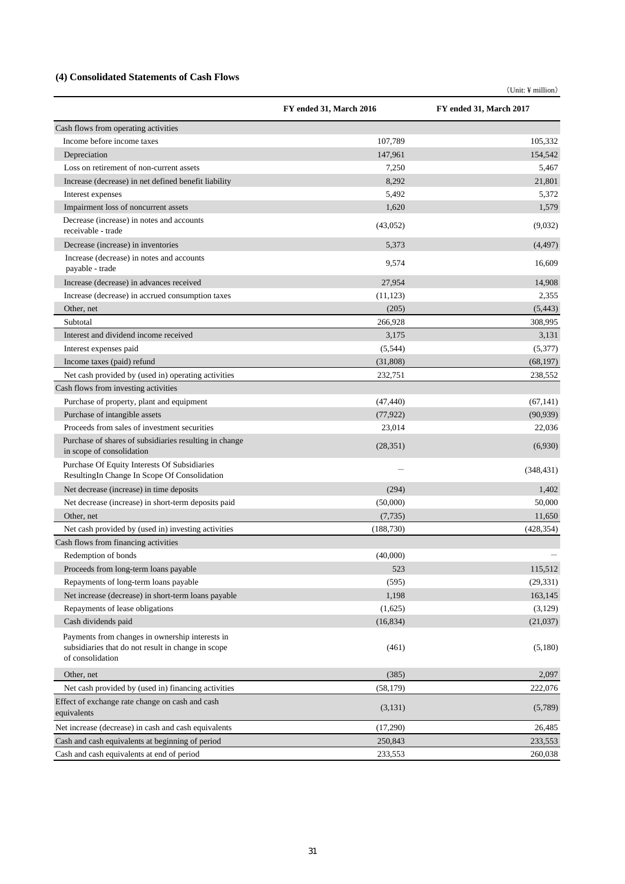### (4) Consolidated Statements of Cash Flows

(Unit: ¥ million)

| | FY ended 31, March 2016 | FY ended 31, March 2017 |
|---|---|---|
| Cash flows from operating activities | | |
| Income before income taxes | 107,789 | 105,332 |
| Depreciation | 147,961 | 154,542 |
| Loss on retirement of non-current assets | 7,250 | 5,467 |
| Increase (decrease) in net defined benefit liability | 8,292 | 21,801 |
| Interest expenses | 5,492 | 5,372 |
| Impairment loss of noncurrent assets | 1,620 | 1,579 |
| Decrease (increase) in notes and accounts receivable - trade | (43,052) | (9,032) |
| Decrease (increase) in inventories | 5,373 | (4,497) |
| Increase (decrease) in notes and accounts payable - trade | 9,574 | 16,609 |
| Increase (decrease) in advances received | 27,954 | 14,908 |
| Increase (decrease) in accrued consumption taxes | (11,123) | 2,355 |
| Other, net | (205) | (5,443) |
| Subtotal | 266,928 | 308,995 |
| Interest and dividend income received | 3,175 | 3,131 |
| Interest expenses paid | (5,544) | (5,377) |
| Income taxes (paid) refund | (31,808) | (68,197) |
| Net cash provided by (used in) operating activities | 232,751 | 238,552 |
| Cash flows from investing activities | | |
| Purchase of property, plant and equipment | (47,440) | (67,141) |
| Purchase of intangible assets | (77,922) | (90,939) |
| Proceeds from sales of investment securities | 23,014 | 22,036 |
| Purchase of shares of subsidiaries resulting in change in scope of consolidation | (28,351) | (6,930) |
| Purchase Of Equity Interests Of Subsidiaries ResultingIn Change In Scope Of Consolidation | ― | (348,431) |
| Net decrease (increase) in time deposits | (294) | 1,402 |
| Net decrease (increase) in short-term deposits paid | (50,000) | 50,000 |
| Other, net | (7,735) | 11,650 |
| Net cash provided by (used in) investing activities | (188,730) | (428,354) |
| Cash flows from financing activities | | |
| Redemption of bonds | (40,000) | ― |
| Proceeds from long-term loans payable | 523 | 115,512 |
| Repayments of long-term loans payable | (595) | (29,331) |
| Net increase (decrease) in short-term loans payable | 1,198 | 163,145 |
| Repayments of lease obligations | (1,625) | (3,129) |
| Cash dividends paid | (16,834) | (21,037) |
| Payments from changes in ownership interests in subsidiaries that do not result in change in scope of consolidation | (461) | (5,180) |
| Other, net | (385) | 2,097 |
| Net cash provided by (used in) financing activities | (58,179) | 222,076 |
| Effect of exchange rate change on cash and cash equivalents | (3,131) | (5,789) |
| Net increase (decrease) in cash and cash equivalents | (17,290) | 26,485 |
| Cash and cash equivalents at beginning of period | 250,843 | 233,553 |
| Cash and cash equivalents at end of period | 233,553 | 260,038 |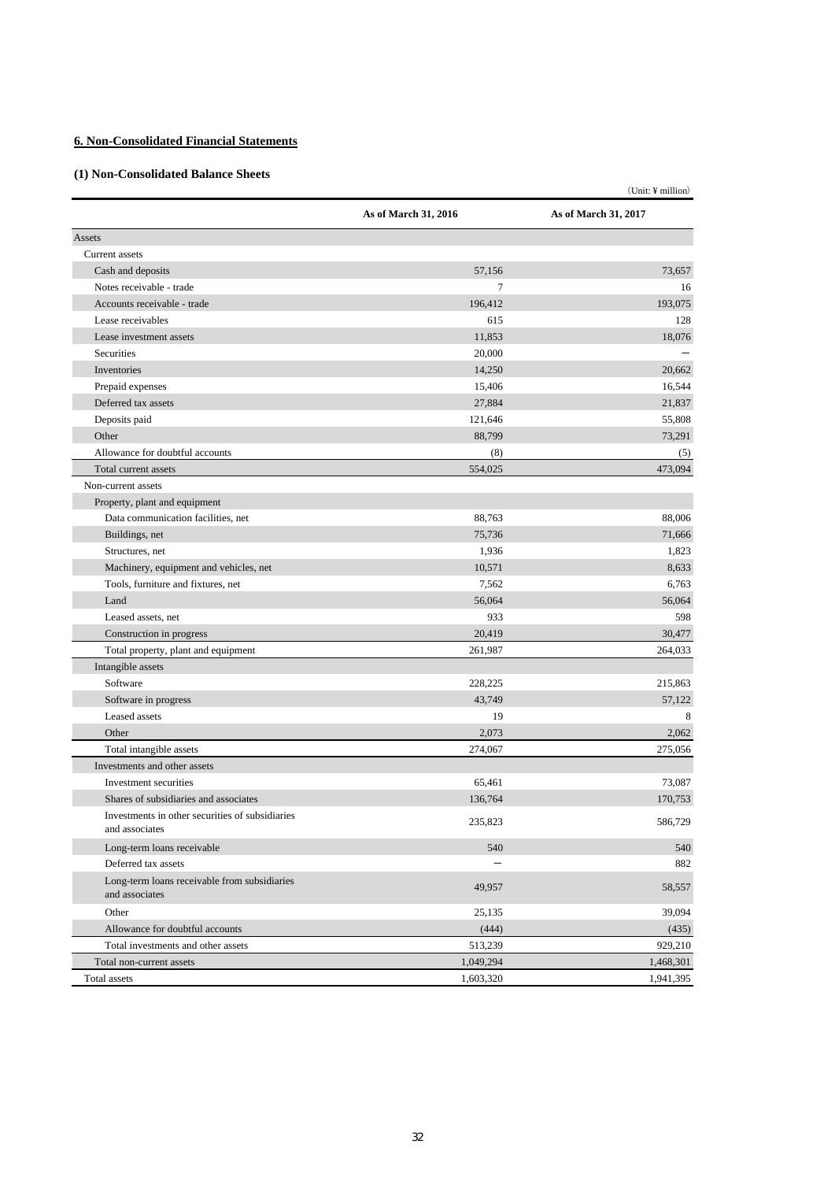## 6. Non-Consolidated Financial Statements

### (1) Non-Consolidated Balance Sheets

(Unit: ¥ million)

| | As of March 31, 2016 | As of March 31, 2017 |
|---|---|---|
| Assets | | |
| Current assets | | |
| Cash and deposits | 57,156 | 73,657 |
| Notes receivable - trade | 7 | 16 |
| Accounts receivable - trade | 196,412 | 193,075 |
| Lease receivables | 615 | 128 |
| Lease investment assets | 11,853 | 18,076 |
| Securities | 20,000 | － |
| Inventories | 14,250 | 20,662 |
| Prepaid expenses | 15,406 | 16,544 |
| Deferred tax assets | 27,884 | 21,837 |
| Deposits paid | 121,646 | 55,808 |
| Other | 88,799 | 73,291 |
| Allowance for doubtful accounts | (8) | (5) |
| Total current assets | 554,025 | 473,094 |
| Non-current assets | | |
| Property, plant and equipment | | |
| Data communication facilities, net | 88,763 | 88,006 |
| Buildings, net | 75,736 | 71,666 |
| Structures, net | 1,936 | 1,823 |
| Machinery, equipment and vehicles, net | 10,571 | 8,633 |
| Tools, furniture and fixtures, net | 7,562 | 6,763 |
| Land | 56,064 | 56,064 |
| Leased assets, net | 933 | 598 |
| Construction in progress | 20,419 | 30,477 |
| Total property, plant and equipment | 261,987 | 264,033 |
| Intangible assets | | |
| Software | 228,225 | 215,863 |
| Software in progress | 43,749 | 57,122 |
| Leased assets | 19 | 8 |
| Other | 2,073 | 2,062 |
| Total intangible assets | 274,067 | 275,056 |
| Investments and other assets | | |
| Investment securities | 65,461 | 73,087 |
| Shares of subsidiaries and associates | 136,764 | 170,753 |
| Investments in other securities of subsidiaries and associates | 235,823 | 586,729 |
| Long-term loans receivable | 540 | 540 |
| Deferred tax assets | － | 882 |
| Long-term loans receivable from subsidiaries and associates | 49,957 | 58,557 |
| Other | 25,135 | 39,094 |
| Allowance for doubtful accounts | (444) | (435) |
| Total investments and other assets | 513,239 | 929,210 |
| Total non-current assets | 1,049,294 | 1,468,301 |
| Total assets | 1,603,320 | 1,941,395 |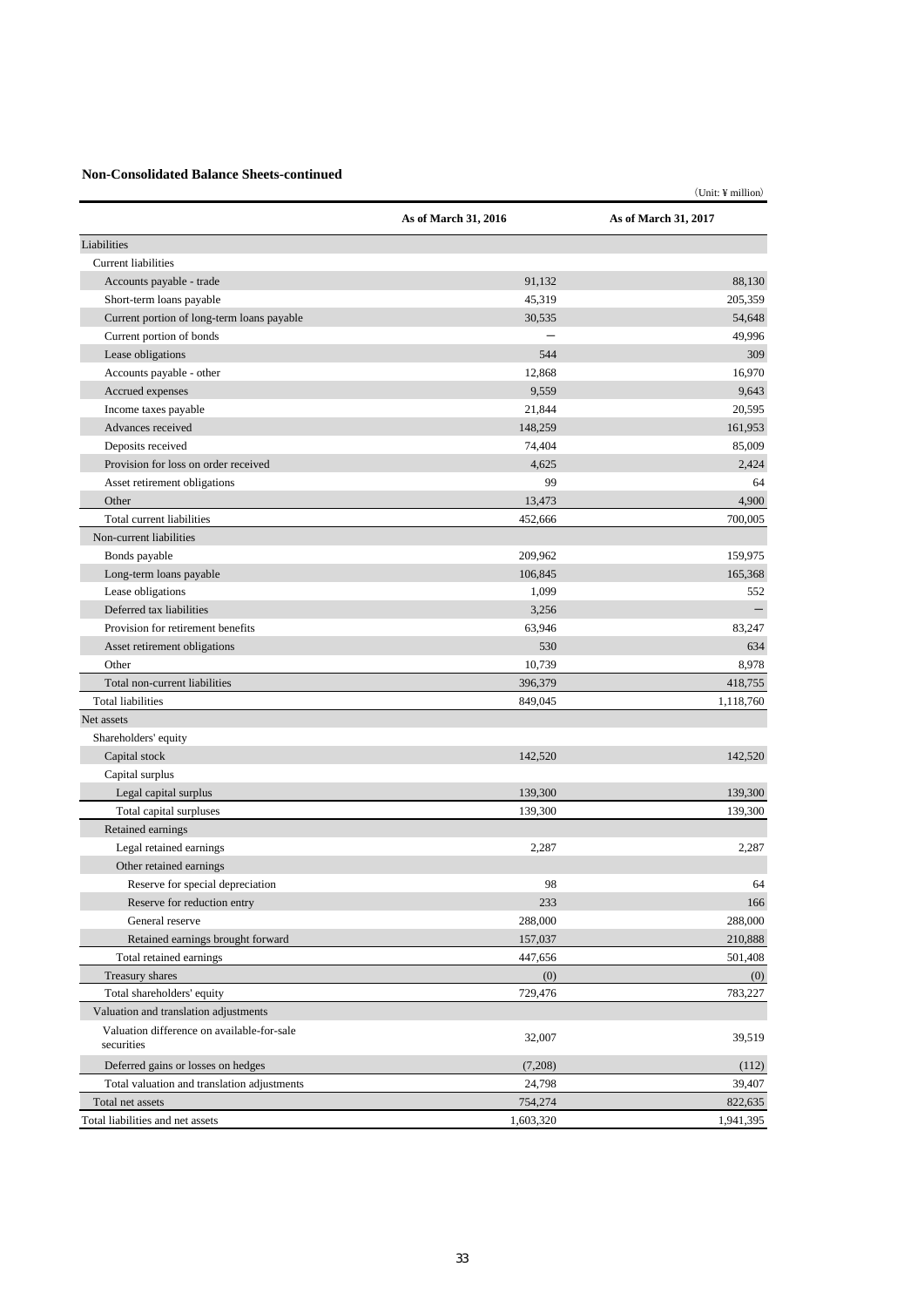**Non-Consolidated Balance Sheets-continued**

(Unit: ¥ million)

| | As of March 31, 2016 | As of March 31, 2017 |
|---|---|---|
| Liabilities | | |
| Current liabilities | | |
| Accounts payable - trade | 91,132 | 88,130 |
| Short-term loans payable | 45,319 | 205,359 |
| Current portion of long-term loans payable | 30,535 | 54,648 |
| Current portion of bonds | − | 49,996 |
| Lease obligations | 544 | 309 |
| Accounts payable - other | 12,868 | 16,970 |
| Accrued expenses | 9,559 | 9,643 |
| Income taxes payable | 21,844 | 20,595 |
| Advances received | 148,259 | 161,953 |
| Deposits received | 74,404 | 85,009 |
| Provision for loss on order received | 4,625 | 2,424 |
| Asset retirement obligations | 99 | 64 |
| Other | 13,473 | 4,900 |
| Total current liabilities | 452,666 | 700,005 |
| Non-current liabilities | | |
| Bonds payable | 209,962 | 159,975 |
| Long-term loans payable | 106,845 | 165,368 |
| Lease obligations | 1,099 | 552 |
| Deferred tax liabilities | 3,256 | − |
| Provision for retirement benefits | 63,946 | 83,247 |
| Asset retirement obligations | 530 | 634 |
| Other | 10,739 | 8,978 |
| Total non-current liabilities | 396,379 | 418,755 |
| Total liabilities | 849,045 | 1,118,760 |
| Net assets | | |
| Shareholders' equity | | |
| Capital stock | 142,520 | 142,520 |
| Capital surplus | | |
| Legal capital surplus | 139,300 | 139,300 |
| Total capital surpluses | 139,300 | 139,300 |
| Retained earnings | | |
| Legal retained earnings | 2,287 | 2,287 |
| Other retained earnings | | |
| Reserve for special depreciation | 98 | 64 |
| Reserve for reduction entry | 233 | 166 |
| General reserve | 288,000 | 288,000 |
| Retained earnings brought forward | 157,037 | 210,888 |
| Total retained earnings | 447,656 | 501,408 |
| Treasury shares | (0) | (0) |
| Total shareholders' equity | 729,476 | 783,227 |
| Valuation and translation adjustments | | |
| Valuation difference on available-for-sale securities | 32,007 | 39,519 |
| Deferred gains or losses on hedges | (7,208) | (112) |
| Total valuation and translation adjustments | 24,798 | 39,407 |
| Total net assets | 754,274 | 822,635 |
| Total liabilities and net assets | 1,603,320 | 1,941,395 |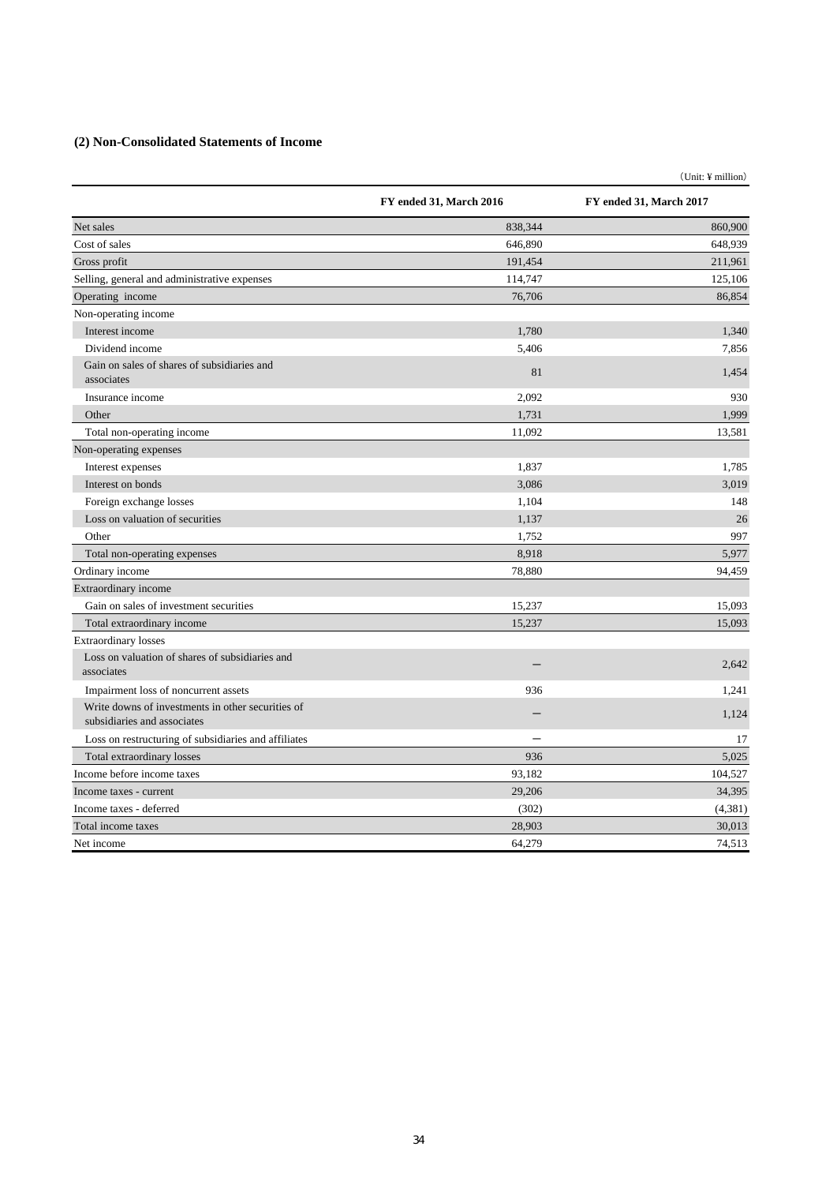## (2) Non-Consolidated Statements of Income

(Unit: ¥ million)

| | FY ended 31, March 2016 | FY ended 31, March 2017 |
|---|---|---|
| Net sales | 838,344 | 860,900 |
| Cost of sales | 646,890 | 648,939 |
| Gross profit | 191,454 | 211,961 |
| Selling, general and administrative expenses | 114,747 | 125,106 |
| Operating income | 76,706 | 86,854 |
| Non-operating income | | |
| Interest income | 1,780 | 1,340 |
| Dividend income | 5,406 | 7,856 |
| Gain on sales of shares of subsidiaries and associates | 81 | 1,454 |
| Insurance income | 2,092 | 930 |
| Other | 1,731 | 1,999 |
| Total non-operating income | 11,092 | 13,581 |
| Non-operating expenses | | |
| Interest expenses | 1,837 | 1,785 |
| Interest on bonds | 3,086 | 3,019 |
| Foreign exchange losses | 1,104 | 148 |
| Loss on valuation of securities | 1,137 | 26 |
| Other | 1,752 | 997 |
| Total non-operating expenses | 8,918 | 5,977 |
| Ordinary income | 78,880 | 94,459 |
| Extraordinary income | | |
| Gain on sales of investment securities | 15,237 | 15,093 |
| Total extraordinary income | 15,237 | 15,093 |
| Extraordinary losses | | |
| Loss on valuation of shares of subsidiaries and associates | － | 2,642 |
| Impairment loss of noncurrent assets | 936 | 1,241 |
| Write downs of investments in other securities of subsidiaries and associates | － | 1,124 |
| Loss on restructuring of subsidiaries and affiliates | － | 17 |
| Total extraordinary losses | 936 | 5,025 |
| Income before income taxes | 93,182 | 104,527 |
| Income taxes - current | 29,206 | 34,395 |
| Income taxes - deferred | (302) | (4,381) |
| Total income taxes | 28,903 | 30,013 |
| Net income | 64,279 | 74,513 |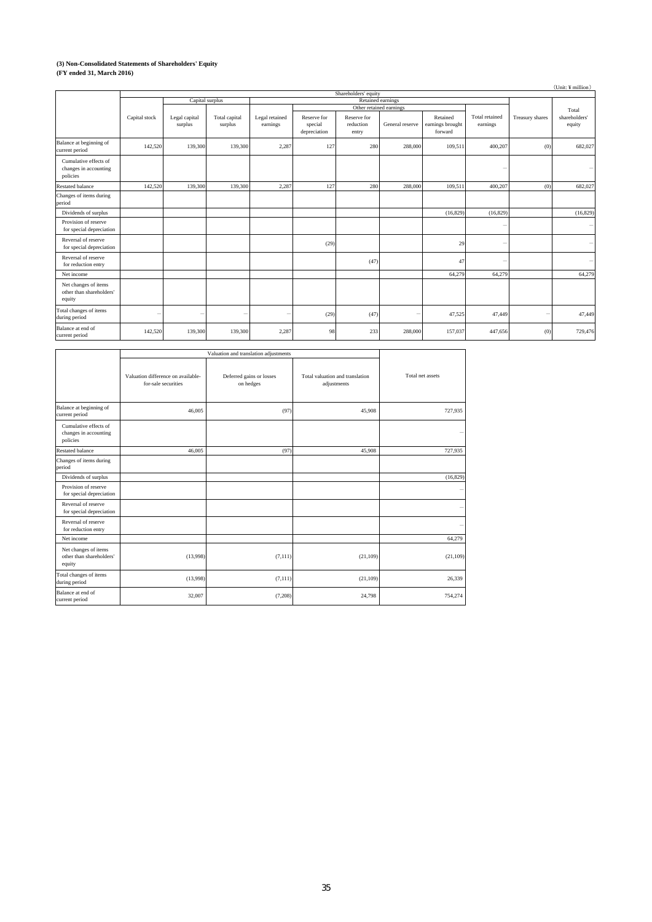**(3) Non-Consolidated Statements of Shareholders' Equity**
**(FY ended 31, March 2016)**

（Unit: ¥ million）

| | Shareholders' equity | | | | | | | | | | |
|---|---|---|---|---|---|---|---|---|---|---|---|
| | | Capital surplus | | Retained earnings | | | | | | | |
| | | | | | Other retained earnings | | | | | | |
| | Capital stock | Legal capital surplus | Total capital surplus | Legal retained earnings | Reserve for special depreciation | Reserve for reduction entry | General reserve | Retained earnings brought forward | Total retained earnings | Treasury shares | Total shareholders' equity |
| Balance at beginning of current period | 142,520 | 139,300 | 139,300 | 2,287 | 127 | 280 | 288,000 | 109,511 | 400,207 | (0) | 682,027 |
| Cumulative effects of changes in accounting policies | | | | | | | | | － | | － |
| Restated balance | 142,520 | 139,300 | 139,300 | 2,287 | 127 | 280 | 288,000 | 109,511 | 400,207 | (0) | 682,027 |
| Changes of items during period | | | | | | | | | | | |
| Dividends of surplus | | | | | | | | (16,829) | (16,829) | | (16,829) |
| Provision of reserve for special depreciation | | | | | | | | | － | | － |
| Reversal of reserve for special depreciation | | | | | (29) | | | 29 | － | | － |
| Reversal of reserve for reduction entry | | | | | | (47) | | 47 | － | | － |
| Net income | | | | | | | | 64,279 | 64,279 | | 64,279 |
| Net changes of items other than shareholders' equity | | | | | | | | | | | |
| Total changes of items during period | － | － | － | － | (29) | (47) | － | 47,525 | 47,449 | － | 47,449 |
| Balance at end of current period | 142,520 | 139,300 | 139,300 | 2,287 | 98 | 233 | 288,000 | 157,037 | 447,656 | (0) | 729,476 |

| | Valuation and translation adjustments | | | |
|---|---|---|---|---|
| | Valuation difference on available-for-sale securities | Deferred gains or losses on hedges | Total valuation and translation adjustments | Total net assets |
| Balance at beginning of current period | 46,005 | (97) | 45,908 | 727,935 |
| Cumulative effects of changes in accounting policies | | | | － |
| Restated balance | 46,005 | (97) | 45,908 | 727,935 |
| Changes of items during period | | | | |
| Dividends of surplus | | | | (16,829) |
| Provision of reserve for special depreciation | | | | － |
| Reversal of reserve for special depreciation | | | | － |
| Reversal of reserve for reduction entry | | | | － |
| Net income | | | | 64,279 |
| Net changes of items other than shareholders' equity | (13,998) | (7,111) | (21,109) | (21,109) |
| Total changes of items during period | (13,998) | (7,111) | (21,109) | 26,339 |
| Balance at end of current period | 32,007 | (7,208) | 24,798 | 754,274 |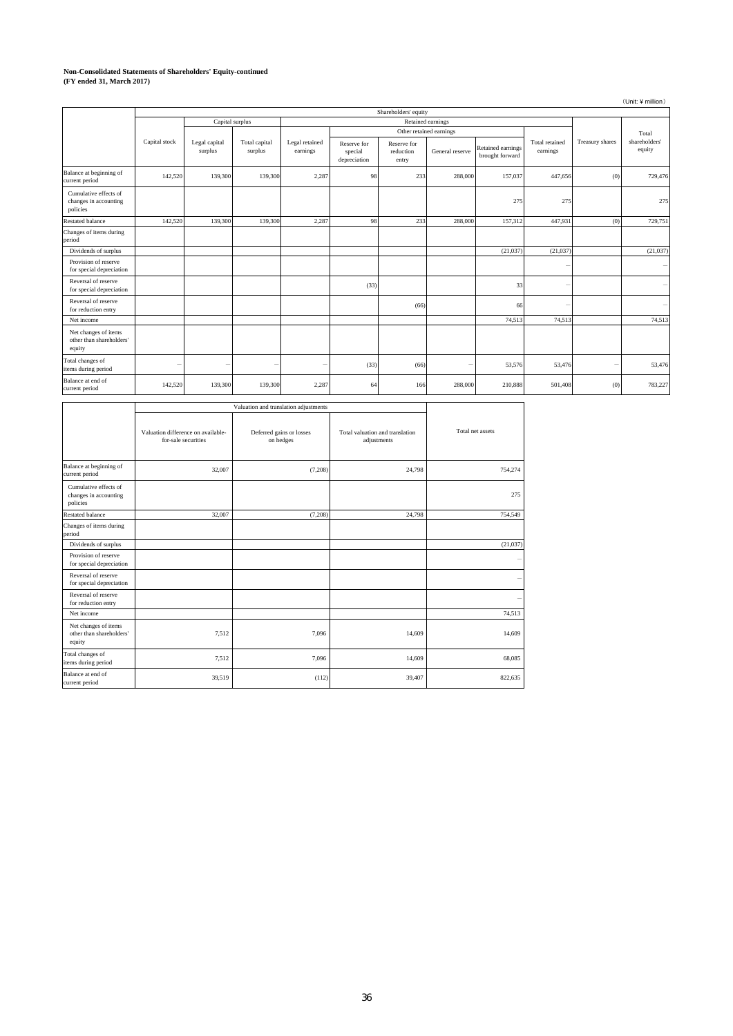**Non-Consolidated Statements of Shareholders' Equity-continued**
**(FY ended 31, March 2017)**

（Unit: ¥ million）

| | Shareholders' equity | | | | | | | | | | |
|---|---|---|---|---|---|---|---|---|---|---|---|
| | | Capital surplus | | Retained earnings | | | | | | | |
| | | | | | Other retained earnings | | | | | | |
| | Capital stock | Legal capital surplus | Total capital surplus | Legal retained earnings | Reserve for special depreciation | Reserve for reduction entry | General reserve | Retained earnings brought forward | Total retained earnings | Treasury shares | Total shareholders' equity |
| Balance at beginning of current period | 142,520 | 139,300 | 139,300 | 2,287 | 98 | 233 | 288,000 | 157,037 | 447,656 | (0) | 729,476 |
| Cumulative effects of changes in accounting policies | | | | | | | | 275 | 275 | | 275 |
| Restated balance | 142,520 | 139,300 | 139,300 | 2,287 | 98 | 233 | 288,000 | 157,312 | 447,931 | (0) | 729,751 |
| Changes of items during period | | | | | | | | | | | |
| Dividends of surplus | | | | | | | | (21,037) | (21,037) | | (21,037) |
| Provision of reserve for special depreciation | | | | | | | | | − | | − |
| Reversal of reserve for special depreciation | | | | | (33) | | | 33 | − | | − |
| Reversal of reserve for reduction entry | | | | | | (66) | | 66 | − | | − |
| Net income | | | | | | | | 74,513 | 74,513 | | 74,513 |
| Net changes of items other than shareholders' equity | | | | | | | | | | | |
| Total changes of items during period | − | − | − | − | (33) | (66) | − | 53,576 | 53,476 | − | 53,476 |
| Balance at end of current period | 142,520 | 139,300 | 139,300 | 2,287 | 64 | 166 | 288,000 | 210,888 | 501,408 | (0) | 783,227 |

| | Valuation and translation adjustments | | | |
|---|---|---|---|---|
| | Valuation difference on available-for-sale securities | Deferred gains or losses on hedges | Total valuation and translation adjustments | Total net assets |
| Balance at beginning of current period | 32,007 | (7,208) | 24,798 | 754,274 |
| Cumulative effects of changes in accounting policies | | | | 275 |
| Restated balance | 32,007 | (7,208) | 24,798 | 754,549 |
| Changes of items during period | | | | |
| Dividends of surplus | | | | (21,037) |
| Provision of reserve for special depreciation | | | | − |
| Reversal of reserve for special depreciation | | | | − |
| Reversal of reserve for reduction entry | | | | − |
| Net income | | | | 74,513 |
| Net changes of items other than shareholders' equity | 7,512 | 7,096 | 14,609 | 14,609 |
| Total changes of items during period | 7,512 | 7,096 | 14,609 | 68,085 |
| Balance at end of current period | 39,519 | (112) | 39,407 | 822,635 |